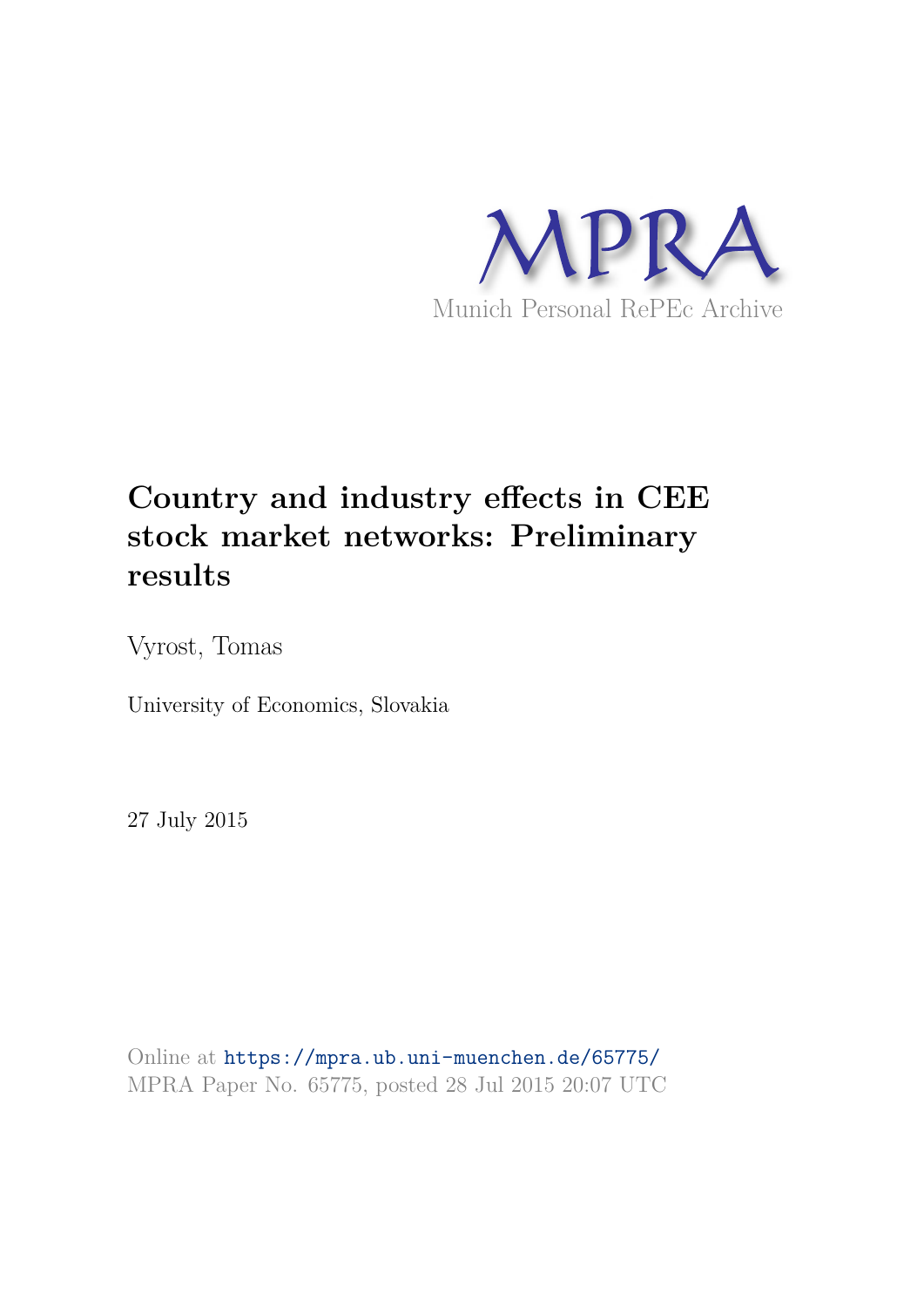MPRA

Munich Personal RePEc Archive

# Country and industry effects in CEE stock market networks: Preliminary results

Vyrost, Tomas

University of Economics, Slovakia

27 July 2015

Online at https://mpra.ub.uni-muenchen.de/65775/
MPRA Paper No. 65775, posted 28 Jul 2015 20:07 UTC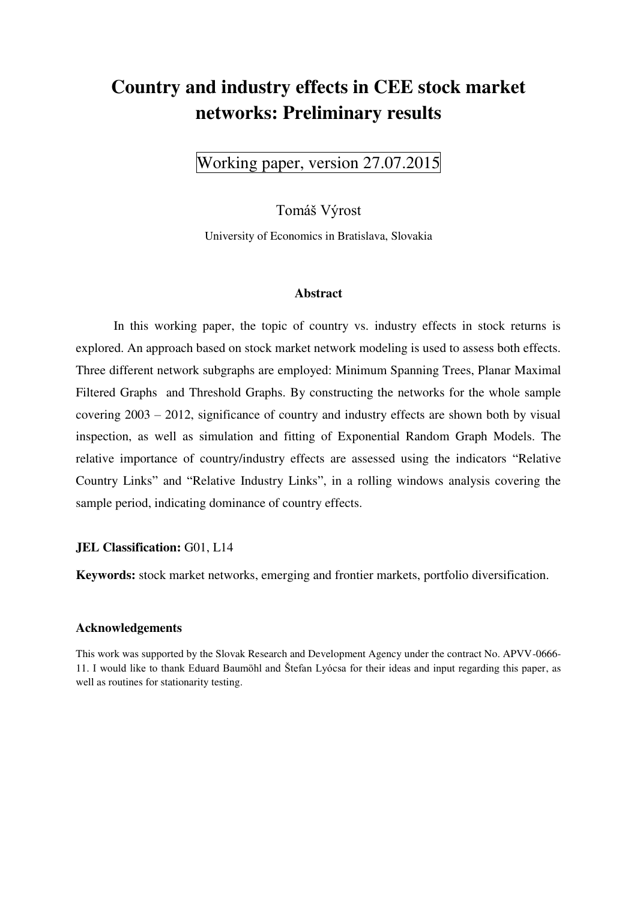# Country and industry effects in CEE stock market networks: Preliminary results

Working paper, version 27.07.2015

Tomáš Výrost

University of Economics in Bratislava, Slovakia

### Abstract

In this working paper, the topic of country vs. industry effects in stock returns is explored. An approach based on stock market network modeling is used to assess both effects. Three different network subgraphs are employed: Minimum Spanning Trees, Planar Maximal Filtered Graphs and Threshold Graphs. By constructing the networks for the whole sample covering 2003 – 2012, significance of country and industry effects are shown both by visual inspection, as well as simulation and fitting of Exponential Random Graph Models. The relative importance of country/industry effects are assessed using the indicators "Relative Country Links" and "Relative Industry Links", in a rolling windows analysis covering the sample period, indicating dominance of country effects.

**JEL Classification:** G01, L14

**Keywords:** stock market networks, emerging and frontier markets, portfolio diversification.

### Acknowledgements

This work was supported by the Slovak Research and Development Agency under the contract No. APVV-0666-11. I would like to thank Eduard Baumöhl and Štefan Lyócsa for their ideas and input regarding this paper, as well as routines for stationarity testing.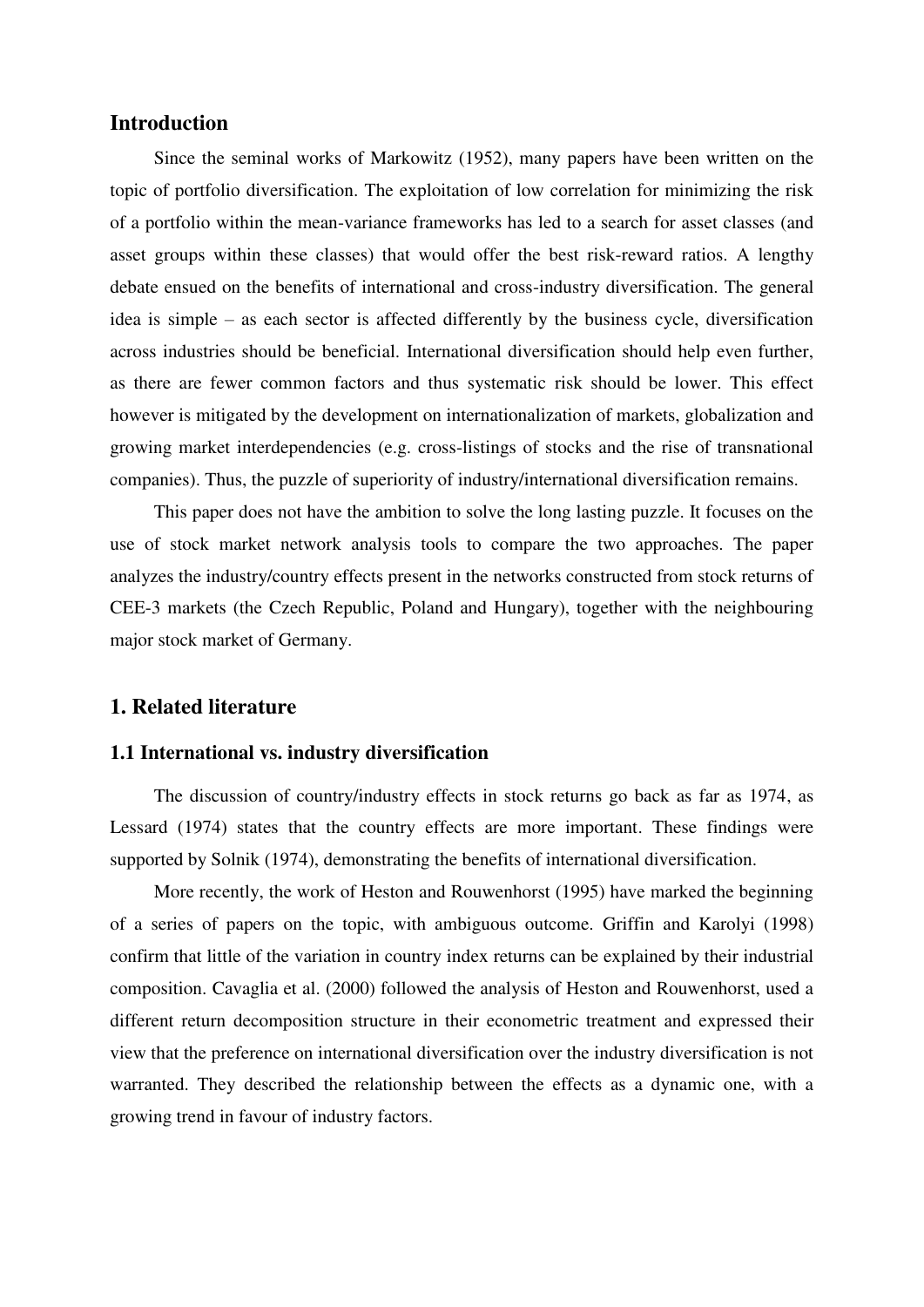## Introduction

Since the seminal works of Markowitz (1952), many papers have been written on the topic of portfolio diversification. The exploitation of low correlation for minimizing the risk of a portfolio within the mean-variance frameworks has led to a search for asset classes (and asset groups within these classes) that would offer the best risk-reward ratios. A lengthy debate ensued on the benefits of international and cross-industry diversification. The general idea is simple – as each sector is affected differently by the business cycle, diversification across industries should be beneficial. International diversification should help even further, as there are fewer common factors and thus systematic risk should be lower. This effect however is mitigated by the development on internationalization of markets, globalization and growing market interdependencies (e.g. cross-listings of stocks and the rise of transnational companies). Thus, the puzzle of superiority of industry/international diversification remains.

This paper does not have the ambition to solve the long lasting puzzle. It focuses on the use of stock market network analysis tools to compare the two approaches. The paper analyzes the industry/country effects present in the networks constructed from stock returns of CEE-3 markets (the Czech Republic, Poland and Hungary), together with the neighbouring major stock market of Germany.

## 1. Related literature

### 1.1 International vs. industry diversification

The discussion of country/industry effects in stock returns go back as far as 1974, as Lessard (1974) states that the country effects are more important. These findings were supported by Solnik (1974), demonstrating the benefits of international diversification.

More recently, the work of Heston and Rouwenhorst (1995) have marked the beginning of a series of papers on the topic, with ambiguous outcome. Griffin and Karolyi (1998) confirm that little of the variation in country index returns can be explained by their industrial composition. Cavaglia et al. (2000) followed the analysis of Heston and Rouwenhorst, used a different return decomposition structure in their econometric treatment and expressed their view that the preference on international diversification over the industry diversification is not warranted. They described the relationship between the effects as a dynamic one, with a growing trend in favour of industry factors.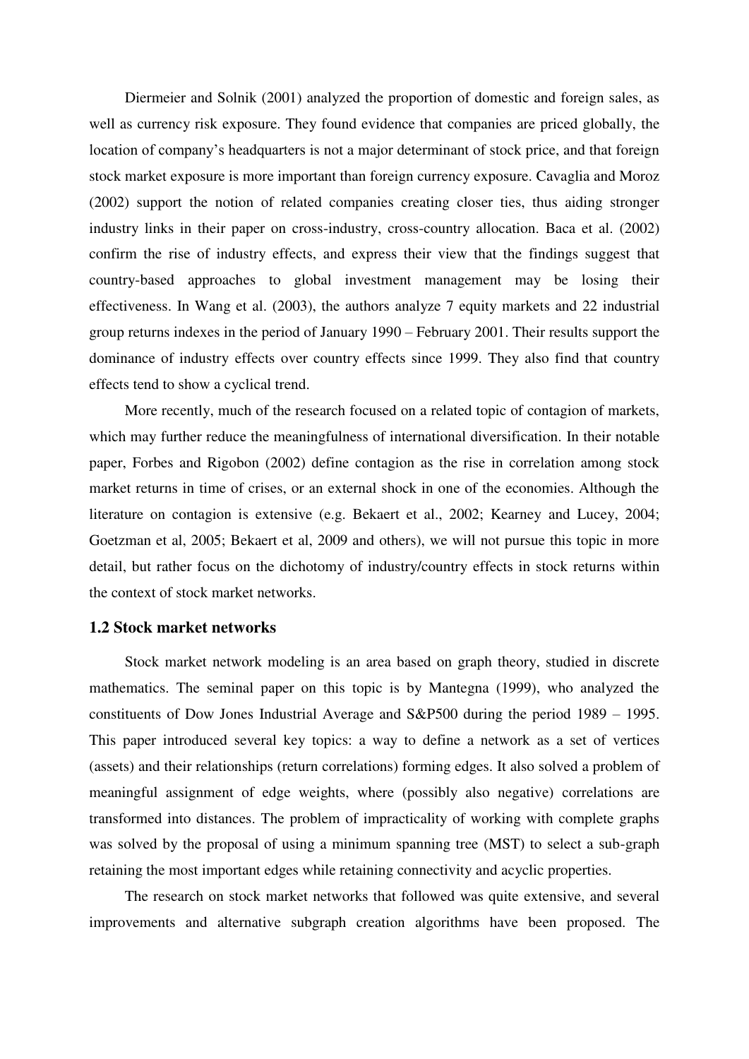Diermeier and Solnik (2001) analyzed the proportion of domestic and foreign sales, as well as currency risk exposure. They found evidence that companies are priced globally, the location of company's headquarters is not a major determinant of stock price, and that foreign stock market exposure is more important than foreign currency exposure. Cavaglia and Moroz (2002) support the notion of related companies creating closer ties, thus aiding stronger industry links in their paper on cross-industry, cross-country allocation. Baca et al. (2002) confirm the rise of industry effects, and express their view that the findings suggest that country-based approaches to global investment management may be losing their effectiveness. In Wang et al. (2003), the authors analyze 7 equity markets and 22 industrial group returns indexes in the period of January 1990 – February 2001. Their results support the dominance of industry effects over country effects since 1999. They also find that country effects tend to show a cyclical trend.

More recently, much of the research focused on a related topic of contagion of markets, which may further reduce the meaningfulness of international diversification. In their notable paper, Forbes and Rigobon (2002) define contagion as the rise in correlation among stock market returns in time of crises, or an external shock in one of the economies. Although the literature on contagion is extensive (e.g. Bekaert et al., 2002; Kearney and Lucey, 2004; Goetzman et al, 2005; Bekaert et al, 2009 and others), we will not pursue this topic in more detail, but rather focus on the dichotomy of industry/country effects in stock returns within the context of stock market networks.

### 1.2 Stock market networks

Stock market network modeling is an area based on graph theory, studied in discrete mathematics. The seminal paper on this topic is by Mantegna (1999), who analyzed the constituents of Dow Jones Industrial Average and S&P500 during the period 1989 – 1995. This paper introduced several key topics: a way to define a network as a set of vertices (assets) and their relationships (return correlations) forming edges. It also solved a problem of meaningful assignment of edge weights, where (possibly also negative) correlations are transformed into distances. The problem of impracticality of working with complete graphs was solved by the proposal of using a minimum spanning tree (MST) to select a sub-graph retaining the most important edges while retaining connectivity and acyclic properties.

The research on stock market networks that followed was quite extensive, and several improvements and alternative subgraph creation algorithms have been proposed. The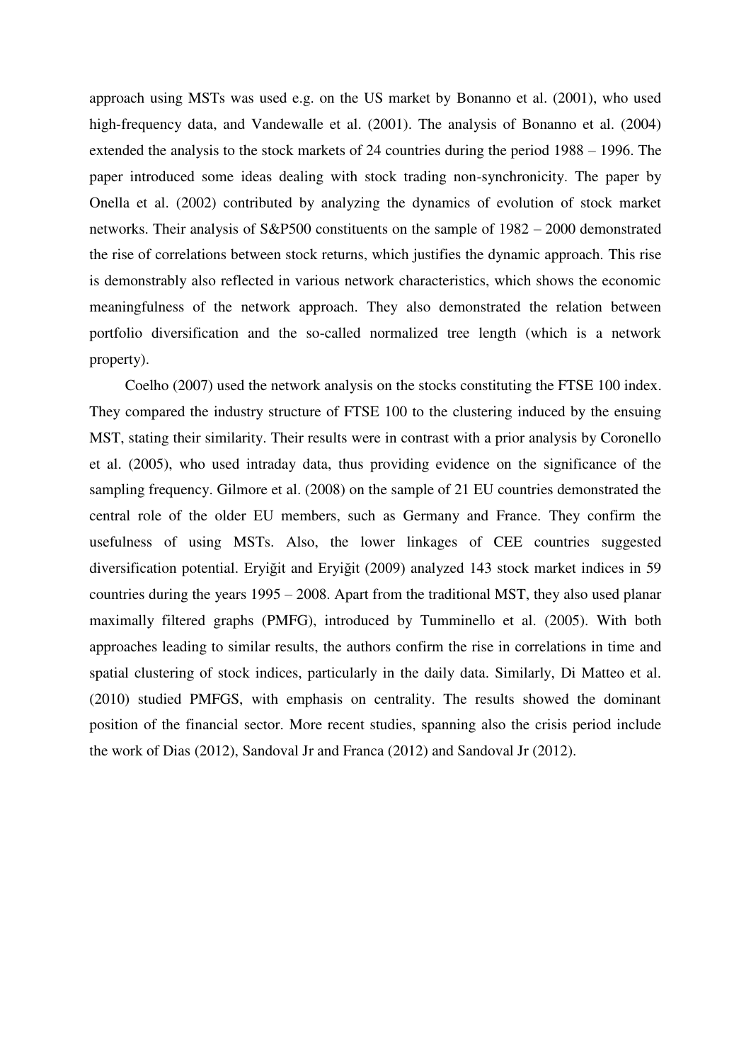approach using MSTs was used e.g. on the US market by Bonanno et al. (2001), who used high-frequency data, and Vandewalle et al. (2001). The analysis of Bonanno et al. (2004) extended the analysis to the stock markets of 24 countries during the period 1988 – 1996. The paper introduced some ideas dealing with stock trading non-synchronicity. The paper by Onella et al. (2002) contributed by analyzing the dynamics of evolution of stock market networks. Their analysis of S&P500 constituents on the sample of 1982 – 2000 demonstrated the rise of correlations between stock returns, which justifies the dynamic approach. This rise is demonstrably also reflected in various network characteristics, which shows the economic meaningfulness of the network approach. They also demonstrated the relation between portfolio diversification and the so-called normalized tree length (which is a network property).

Coelho (2007) used the network analysis on the stocks constituting the FTSE 100 index. They compared the industry structure of FTSE 100 to the clustering induced by the ensuing MST, stating their similarity. Their results were in contrast with a prior analysis by Coronello et al. (2005), who used intraday data, thus providing evidence on the significance of the sampling frequency. Gilmore et al. (2008) on the sample of 21 EU countries demonstrated the central role of the older EU members, such as Germany and France. They confirm the usefulness of using MSTs. Also, the lower linkages of CEE countries suggested diversification potential. Eryiğit and Eryiğit (2009) analyzed 143 stock market indices in 59 countries during the years 1995 – 2008. Apart from the traditional MST, they also used planar maximally filtered graphs (PMFG), introduced by Tumminello et al. (2005). With both approaches leading to similar results, the authors confirm the rise in correlations in time and spatial clustering of stock indices, particularly in the daily data. Similarly, Di Matteo et al. (2010) studied PMFGS, with emphasis on centrality. The results showed the dominant position of the financial sector. More recent studies, spanning also the crisis period include the work of Dias (2012), Sandoval Jr and Franca (2012) and Sandoval Jr (2012).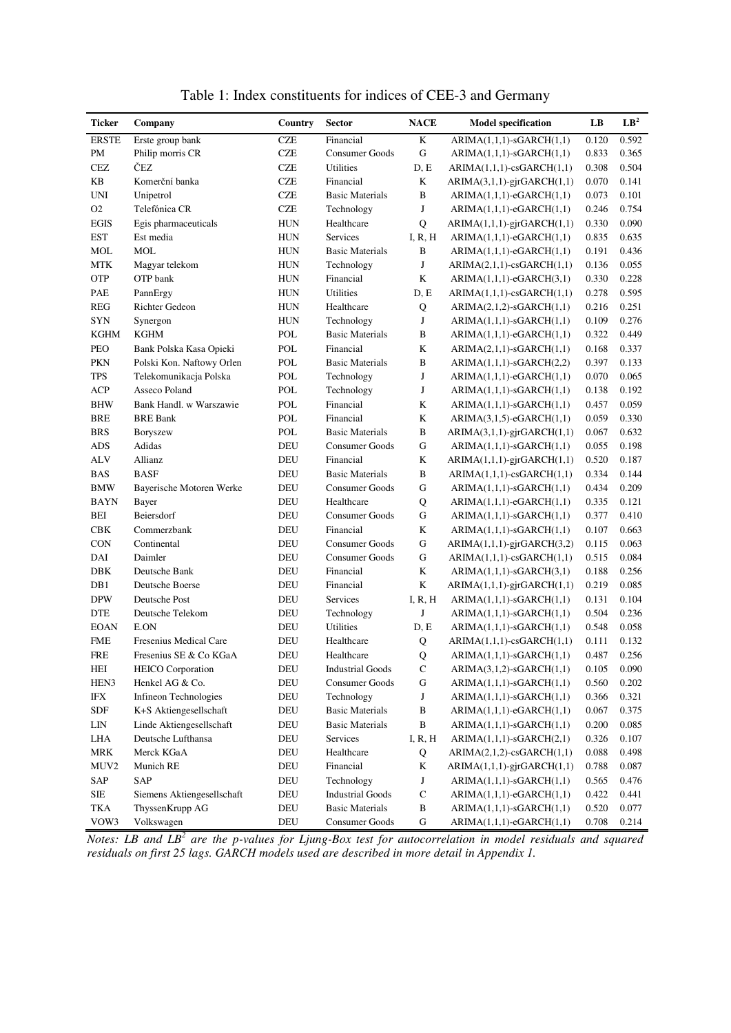Table 1: Index constituents for indices of CEE-3 and Germany

| Ticker | Company | Country | Sector | NACE | Model specification | LB | $LB^2$ |
|---|---|---|---|---|---|---|---|
| ERSTE | Erste group bank | CZE | Financial | K | ARIMA(1,1,1)-sGARCH(1,1) | 0.120 | 0.592 |
| PM | Philip morris CR | CZE | Consumer Goods | G | ARIMA(1,1,1)-sGARCH(1,1) | 0.833 | 0.365 |
| CEZ | ČEZ | CZE | Utilities | D, E | ARIMA(1,1,1)-csGARCH(1,1) | 0.308 | 0.504 |
| KB | Komerční banka | CZE | Financial | K | ARIMA(3,1,1)-gjrGARCH(1,1) | 0.070 | 0.141 |
| UNI | Unipetrol | CZE | Basic Materials | B | ARIMA(1,1,1)-eGARCH(1,1) | 0.073 | 0.101 |
| O2 | Telefónica CR | CZE | Technology | J | ARIMA(1,1,1)-eGARCH(1,1) | 0.246 | 0.754 |
| EGIS | Egis pharmaceuticals | HUN | Healthcare | Q | ARIMA(1,1,1)-gjrGARCH(1,1) | 0.330 | 0.090 |
| EST | Est media | HUN | Services | I, R, H | ARIMA(1,1,1)-eGARCH(1,1) | 0.835 | 0.635 |
| MOL | MOL | HUN | Basic Materials | B | ARIMA(1,1,1)-eGARCH(1,1) | 0.191 | 0.436 |
| MTK | Magyar telekom | HUN | Technology | J | ARIMA(2,1,1)-csGARCH(1,1) | 0.136 | 0.055 |
| OTP | OTP bank | HUN | Financial | K | ARIMA(1,1,1)-eGARCH(3,1) | 0.330 | 0.228 |
| PAE | PannErgy | HUN | Utilities | D, E | ARIMA(1,1,1)-csGARCH(1,1) | 0.278 | 0.595 |
| REG | Richter Gedeon | HUN | Healthcare | Q | ARIMA(2,1,2)-sGARCH(1,1) | 0.216 | 0.251 |
| SYN | Synergon | HUN | Technology | J | ARIMA(1,1,1)-sGARCH(1,1) | 0.109 | 0.276 |
| KGHM | KGHM | POL | Basic Materials | B | ARIMA(1,1,1)-eGARCH(1,1) | 0.322 | 0.449 |
| PEO | Bank Polska Kasa Opieki | POL | Financial | K | ARIMA(2,1,1)-sGARCH(1,1) | 0.168 | 0.337 |
| PKN | Polski Kon. Naftowy Orlen | POL | Basic Materials | B | ARIMA(1,1,1)-sGARCH(2,2) | 0.397 | 0.133 |
| TPS | Telekomunikacja Polska | POL | Technology | J | ARIMA(1,1,1)-eGARCH(1,1) | 0.070 | 0.065 |
| ACP | Asseco Poland | POL | Technology | J | ARIMA(1,1,1)-sGARCH(1,1) | 0.138 | 0.192 |
| BHW | Bank Handl. w Warszawie | POL | Financial | K | ARIMA(1,1,1)-sGARCH(1,1) | 0.457 | 0.059 |
| BRE | BRE Bank | POL | Financial | K | ARIMA(3,1,5)-eGARCH(1,1) | 0.059 | 0.330 |
| BRS | Boryszew | POL | Basic Materials | B | ARIMA(3,1,1)-gjrGARCH(1,1) | 0.067 | 0.632 |
| ADS | Adidas | DEU | Consumer Goods | G | ARIMA(1,1,1)-sGARCH(1,1) | 0.055 | 0.198 |
| ALV | Allianz | DEU | Financial | K | ARIMA(1,1,1)-gjrGARCH(1,1) | 0.520 | 0.187 |
| BAS | BASF | DEU | Basic Materials | B | ARIMA(1,1,1)-csGARCH(1,1) | 0.334 | 0.144 |
| BMW | Bayerische Motoren Werke | DEU | Consumer Goods | G | ARIMA(1,1,1)-sGARCH(1,1) | 0.434 | 0.209 |
| BAYN | Bayer | DEU | Healthcare | Q | ARIMA(1,1,1)-eGARCH(1,1) | 0.335 | 0.121 |
| BEI | Beiersdorf | DEU | Consumer Goods | G | ARIMA(1,1,1)-sGARCH(1,1) | 0.377 | 0.410 |
| CBK | Commerzbank | DEU | Financial | K | ARIMA(1,1,1)-sGARCH(1,1) | 0.107 | 0.663 |
| CON | Continental | DEU | Consumer Goods | G | ARIMA(1,1,1)-gjrGARCH(3,2) | 0.115 | 0.063 |
| DAI | Daimler | DEU | Consumer Goods | G | ARIMA(1,1,1)-csGARCH(1,1) | 0.515 | 0.084 |
| DBK | Deutsche Bank | DEU | Financial | K | ARIMA(1,1,1)-sGARCH(3,1) | 0.188 | 0.256 |
| DB1 | Deutsche Boerse | DEU | Financial | K | ARIMA(1,1,1)-gjrGARCH(1,1) | 0.219 | 0.085 |
| DPW | Deutsche Post | DEU | Services | I, R, H | ARIMA(1,1,1)-sGARCH(1,1) | 0.131 | 0.104 |
| DTE | Deutsche Telekom | DEU | Technology | J | ARIMA(1,1,1)-sGARCH(1,1) | 0.504 | 0.236 |
| EOAN | E.ON | DEU | Utilities | D, E | ARIMA(1,1,1)-sGARCH(1,1) | 0.548 | 0.058 |
| FME | Fresenius Medical Care | DEU | Healthcare | Q | ARIMA(1,1,1)-csGARCH(1,1) | 0.111 | 0.132 |
| FRE | Fresenius SE & Co KGaA | DEU | Healthcare | Q | ARIMA(1,1,1)-sGARCH(1,1) | 0.487 | 0.256 |
| HEI | HEICO Corporation | DEU | Industrial Goods | C | ARIMA(3,1,2)-sGARCH(1,1) | 0.105 | 0.090 |
| HEN3 | Henkel AG & Co. | DEU | Consumer Goods | G | ARIMA(1,1,1)-sGARCH(1,1) | 0.560 | 0.202 |
| IFX | Infineon Technologies | DEU | Technology | J | ARIMA(1,1,1)-sGARCH(1,1) | 0.366 | 0.321 |
| SDF | K+S Aktiengesellschaft | DEU | Basic Materials | B | ARIMA(1,1,1)-eGARCH(1,1) | 0.067 | 0.375 |
| LIN | Linde Aktiengesellschaft | DEU | Basic Materials | B | ARIMA(1,1,1)-sGARCH(1,1) | 0.200 | 0.085 |
| LHA | Deutsche Lufthansa | DEU | Services | I, R, H | ARIMA(1,1,1)-sGARCH(2,1) | 0.326 | 0.107 |
| MRK | Merck KGaA | DEU | Healthcare | Q | ARIMA(2,1,2)-csGARCH(1,1) | 0.088 | 0.498 |
| MUV2 | Munich RE | DEU | Financial | K | ARIMA(1,1,1)-gjrGARCH(1,1) | 0.788 | 0.087 |
| SAP | SAP | DEU | Technology | J | ARIMA(1,1,1)-sGARCH(1,1) | 0.565 | 0.476 |
| SIE | Siemens Aktiengesellschaft | DEU | Industrial Goods | C | ARIMA(1,1,1)-eGARCH(1,1) | 0.422 | 0.441 |
| TKA | ThyssenKrupp AG | DEU | Basic Materials | B | ARIMA(1,1,1)-sGARCH(1,1) | 0.520 | 0.077 |
| VOW3 | Volkswagen | DEU | Consumer Goods | G | ARIMA(1,1,1)-eGARCH(1,1) | 0.708 | 0.214 |

*Notes: LB and $LB^2$ are the p-values for Ljung-Box test for autocorrelation in model residuals and squared residuals on first 25 lags. GARCH models used are described in more detail in Appendix 1.*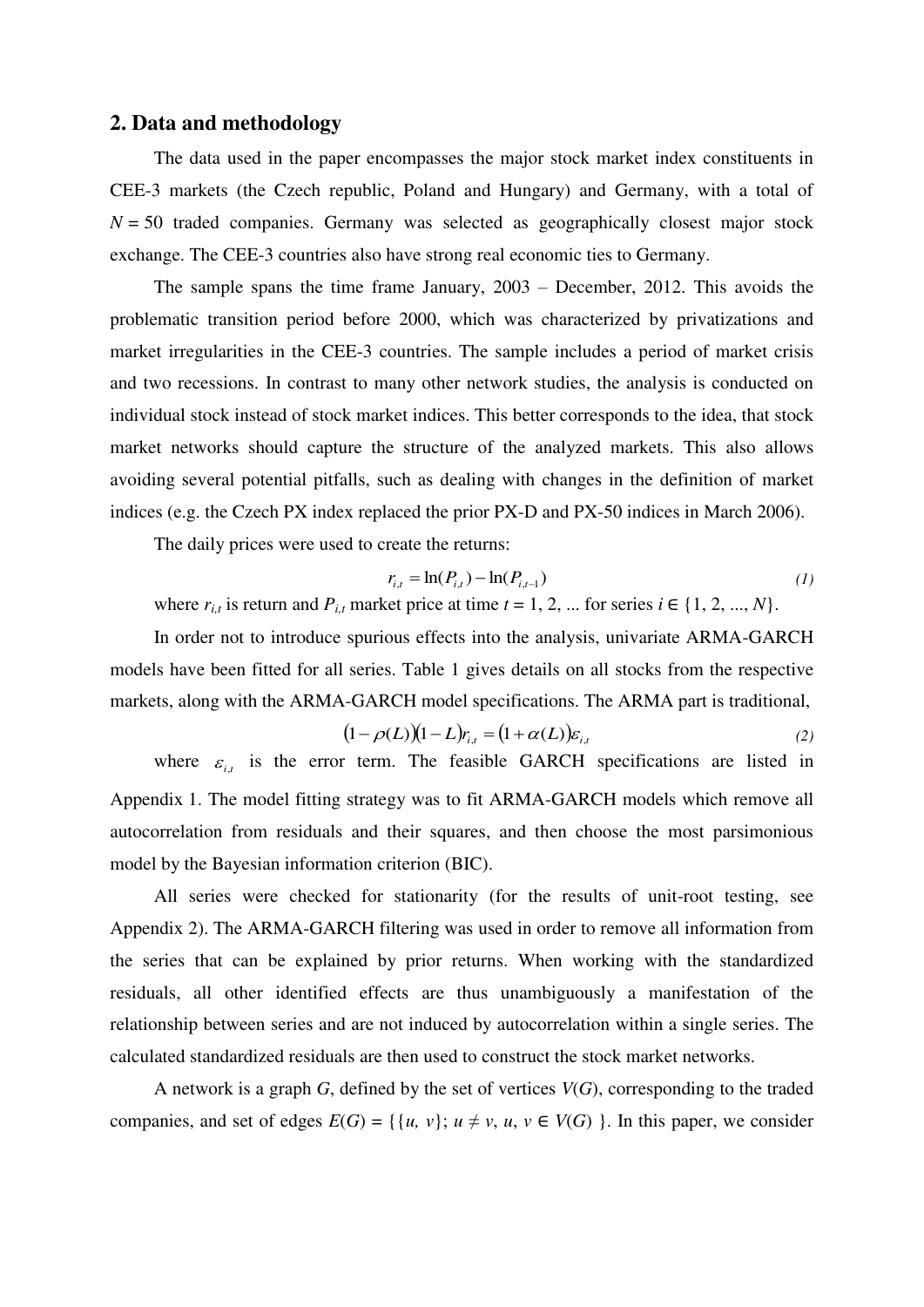## 2. Data and methodology

The data used in the paper encompasses the major stock market index constituents in CEE-3 markets (the Czech republic, Poland and Hungary) and Germany, with a total of $N = 50$ traded companies. Germany was selected as geographically closest major stock exchange. The CEE-3 countries also have strong real economic ties to Germany.

The sample spans the time frame January, 2003 – December, 2012. This avoids the problematic transition period before 2000, which was characterized by privatizations and market irregularities in the CEE-3 countries. The sample includes a period of market crisis and two recessions. In contrast to many other network studies, the analysis is conducted on individual stock instead of stock market indices. This better corresponds to the idea, that stock market networks should capture the structure of the analyzed markets. This also allows avoiding several potential pitfalls, such as dealing with changes in the definition of market indices (e.g. the Czech PX index replaced the prior PX-D and PX-50 indices in March 2006).

The daily prices were used to create the returns:

$$r_{i,t} = \ln(P_{i,t}) - \ln(P_{i,t-1}) \tag{1}$$

where $r_{i,t}$ is return and $P_{i,t}$ market price at time $t = 1, 2, ...$ for series $i \in \{1, 2, ..., N\}$.

In order not to introduce spurious effects into the analysis, univariate ARMA-GARCH models have been fitted for all series. Table 1 gives details on all stocks from the respective markets, along with the ARMA-GARCH model specifications. The ARMA part is traditional,

$$(1 - \rho(L))(1 - L)r_{i,t} = (1 + \alpha(L))\varepsilon_{i,t} \tag{2}$$

where $\varepsilon_{i,t}$ is the error term. The feasible GARCH specifications are listed in Appendix 1. The model fitting strategy was to fit ARMA-GARCH models which remove all autocorrelation from residuals and their squares, and then choose the most parsimonious model by the Bayesian information criterion (BIC).

All series were checked for stationarity (for the results of unit-root testing, see Appendix 2). The ARMA-GARCH filtering was used in order to remove all information from the series that can be explained by prior returns. When working with the standardized residuals, all other identified effects are thus unambiguously a manifestation of the relationship between series and are not induced by autocorrelation within a single series. The calculated standardized residuals are then used to construct the stock market networks.

A network is a graph $G$, defined by the set of vertices $V(G)$, corresponding to the traded companies, and set of edges $E(G) = \{\{u, v\}; u \neq v, u, v \in V(G)\}$. In this paper, we consider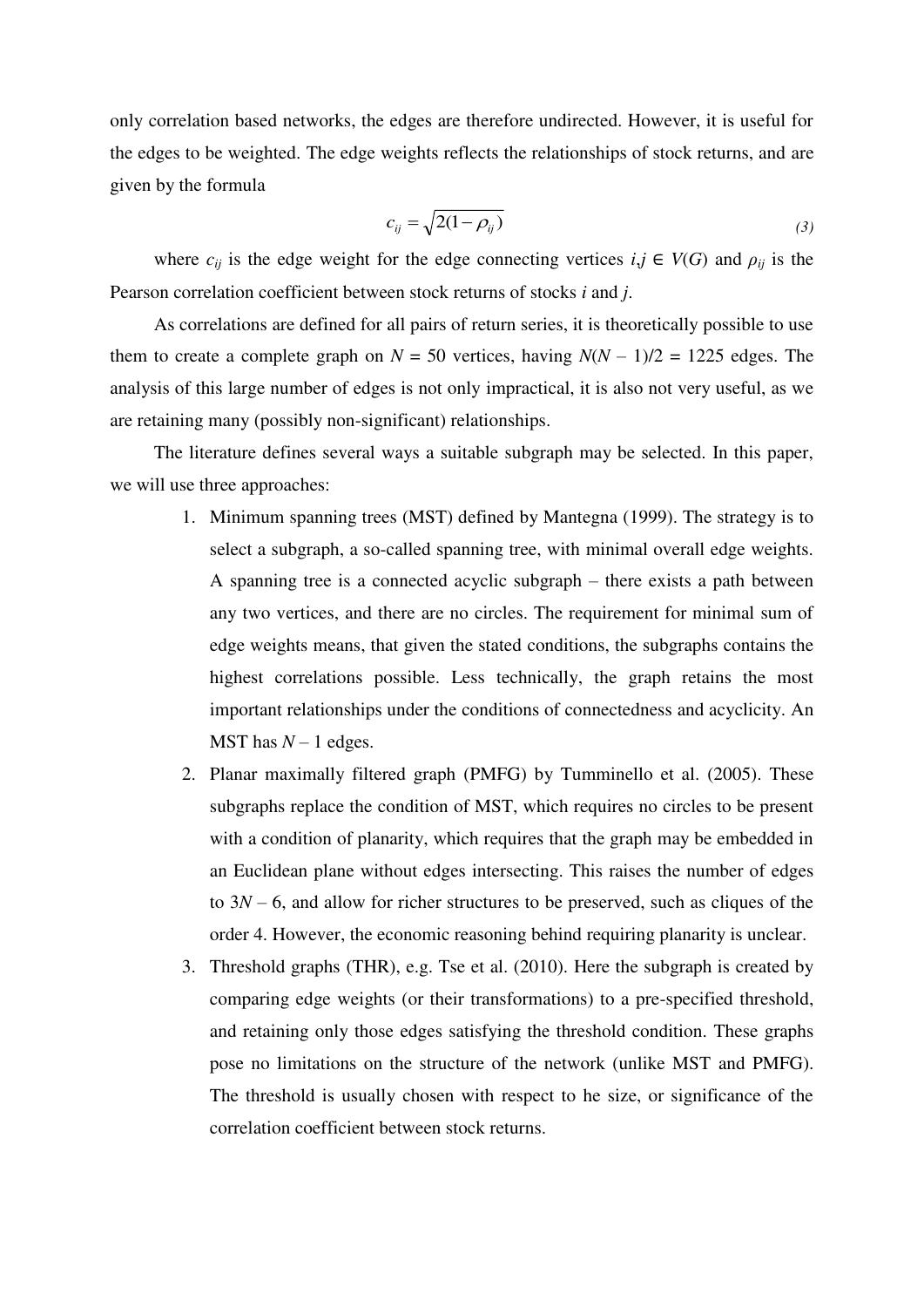only correlation based networks, the edges are therefore undirected. However, it is useful for the edges to be weighted. The edge weights reflects the relationships of stock returns, and are given by the formula

$$c_{ij} = \sqrt{2(1-\rho_{ij})} \tag{3}$$

where $c_{ij}$ is the edge weight for the edge connecting vertices $i,j \in V(G)$ and $\rho_{ij}$ is the Pearson correlation coefficient between stock returns of stocks $i$ and $j$.

As correlations are defined for all pairs of return series, it is theoretically possible to use them to create a complete graph on $N = 50$ vertices, having $N(N-1)/2 = 1225$ edges. The analysis of this large number of edges is not only impractical, it is also not very useful, as we are retaining many (possibly non-significant) relationships.

The literature defines several ways a suitable subgraph may be selected. In this paper, we will use three approaches:

1. Minimum spanning trees (MST) defined by Mantegna (1999). The strategy is to select a subgraph, a so-called spanning tree, with minimal overall edge weights. A spanning tree is a connected acyclic subgraph – there exists a path between any two vertices, and there are no circles. The requirement for minimal sum of edge weights means, that given the stated conditions, the subgraphs contains the highest correlations possible. Less technically, the graph retains the most important relationships under the conditions of connectedness and acyclicity. An MST has $N-1$ edges.
2. Planar maximally filtered graph (PMFG) by Tumminello et al. (2005). These subgraphs replace the condition of MST, which requires no circles to be present with a condition of planarity, which requires that the graph may be embedded in an Euclidean plane without edges intersecting. This raises the number of edges to $3N-6$, and allow for richer structures to be preserved, such as cliques of the order 4. However, the economic reasoning behind requiring planarity is unclear.
3. Threshold graphs (THR), e.g. Tse et al. (2010). Here the subgraph is created by comparing edge weights (or their transformations) to a pre-specified threshold, and retaining only those edges satisfying the threshold condition. These graphs pose no limitations on the structure of the network (unlike MST and PMFG). The threshold is usually chosen with respect to he size, or significance of the correlation coefficient between stock returns.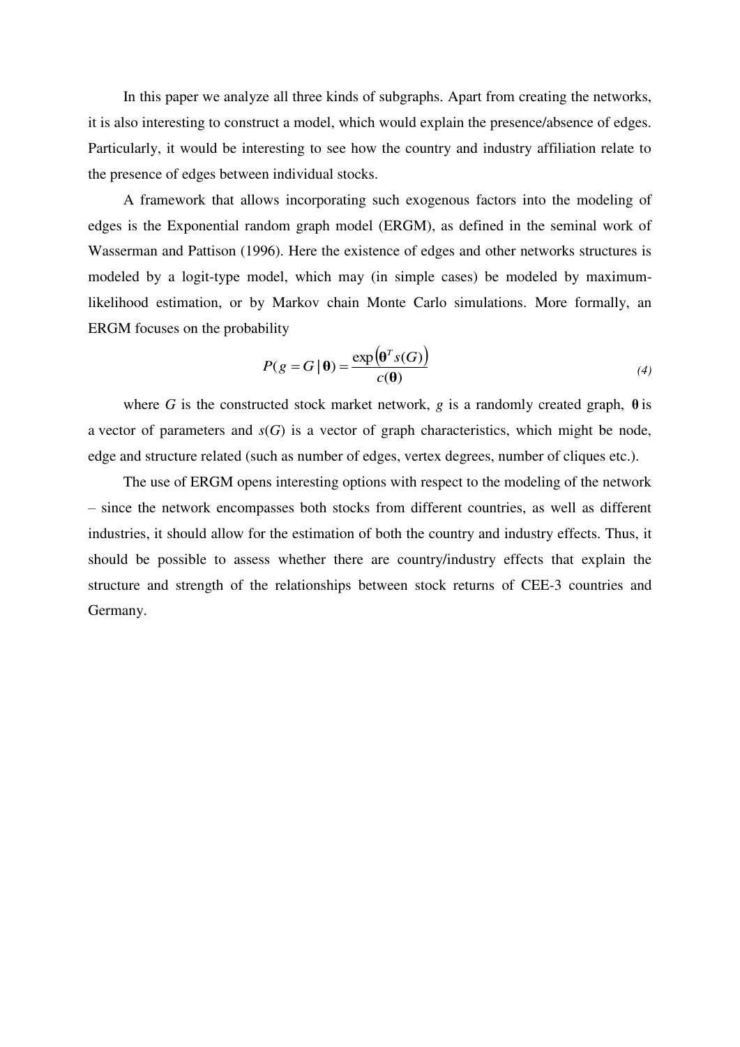In this paper we analyze all three kinds of subgraphs. Apart from creating the networks, it is also interesting to construct a model, which would explain the presence/absence of edges. Particularly, it would be interesting to see how the country and industry affiliation relate to the presence of edges between individual stocks.

A framework that allows incorporating such exogenous factors into the modeling of edges is the Exponential random graph model (ERGM), as defined in the seminal work of Wasserman and Pattison (1996). Here the existence of edges and other networks structures is modeled by a logit-type model, which may (in simple cases) be modeled by maximum-likelihood estimation, or by Markov chain Monte Carlo simulations. More formally, an ERGM focuses on the probability

$$P(g = G \,|\, \boldsymbol{\theta}) = \frac{\exp\left(\boldsymbol{\theta}^T s(G)\right)}{c(\boldsymbol{\theta})} \tag{4}$$

where $G$ is the constructed stock market network, $g$ is a randomly created graph, $\boldsymbol{\theta}$ is a vector of parameters and $s(G)$ is a vector of graph characteristics, which might be node, edge and structure related (such as number of edges, vertex degrees, number of cliques etc.).

The use of ERGM opens interesting options with respect to the modeling of the network – since the network encompasses both stocks from different countries, as well as different industries, it should allow for the estimation of both the country and industry effects. Thus, it should be possible to assess whether there are country/industry effects that explain the structure and strength of the relationships between stock returns of CEE-3 countries and Germany.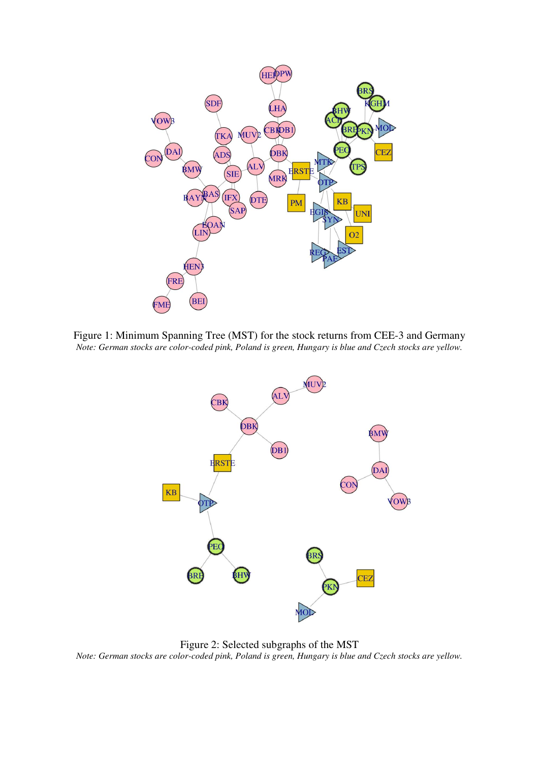Figure 1: Minimum Spanning Tree (MST) for the stock returns from CEE-3 and Germany

*Note: German stocks are color-coded pink, Poland is green, Hungary is blue and Czech stocks are yellow.*

Figure 2: Selected subgraphs of the MST

*Note: German stocks are color-coded pink, Poland is green, Hungary is blue and Czech stocks are yellow.*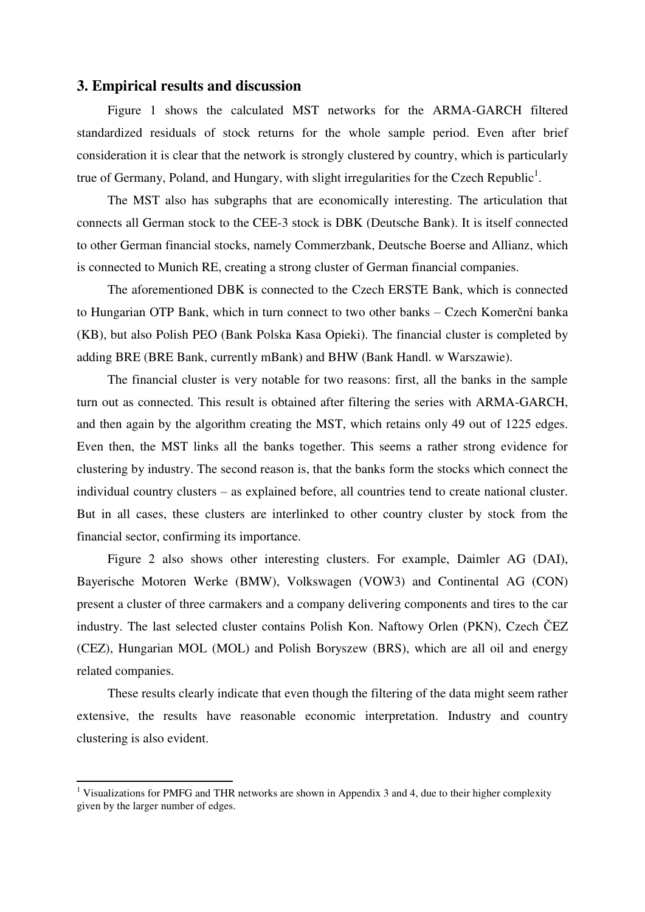## 3. Empirical results and discussion

Figure 1 shows the calculated MST networks for the ARMA-GARCH filtered standardized residuals of stock returns for the whole sample period. Even after brief consideration it is clear that the network is strongly clustered by country, which is particularly true of Germany, Poland, and Hungary, with slight irregularities for the Czech Republic[1].

The MST also has subgraphs that are economically interesting. The articulation that connects all German stock to the CEE-3 stock is DBK (Deutsche Bank). It is itself connected to other German financial stocks, namely Commerzbank, Deutsche Boerse and Allianz, which is connected to Munich RE, creating a strong cluster of German financial companies.

The aforementioned DBK is connected to the Czech ERSTE Bank, which is connected to Hungarian OTP Bank, which in turn connect to two other banks – Czech Komerční banka (KB), but also Polish PEO (Bank Polska Kasa Opieki). The financial cluster is completed by adding BRE (BRE Bank, currently mBank) and BHW (Bank Handl. w Warszawie).

The financial cluster is very notable for two reasons: first, all the banks in the sample turn out as connected. This result is obtained after filtering the series with ARMA-GARCH, and then again by the algorithm creating the MST, which retains only 49 out of 1225 edges. Even then, the MST links all the banks together. This seems a rather strong evidence for clustering by industry. The second reason is, that the banks form the stocks which connect the individual country clusters – as explained before, all countries tend to create national cluster. But in all cases, these clusters are interlinked to other country cluster by stock from the financial sector, confirming its importance.

Figure 2 also shows other interesting clusters. For example, Daimler AG (DAI), Bayerische Motoren Werke (BMW), Volkswagen (VOW3) and Continental AG (CON) present a cluster of three carmakers and a company delivering components and tires to the car industry. The last selected cluster contains Polish Kon. Naftowy Orlen (PKN), Czech ČEZ (CEZ), Hungarian MOL (MOL) and Polish Boryszew (BRS), which are all oil and energy related companies.

These results clearly indicate that even though the filtering of the data might seem rather extensive, the results have reasonable economic interpretation. Industry and country clustering is also evident.

---

[1] Visualizations for PMFG and THR networks are shown in Appendix 3 and 4, due to their higher complexity given by the larger number of edges.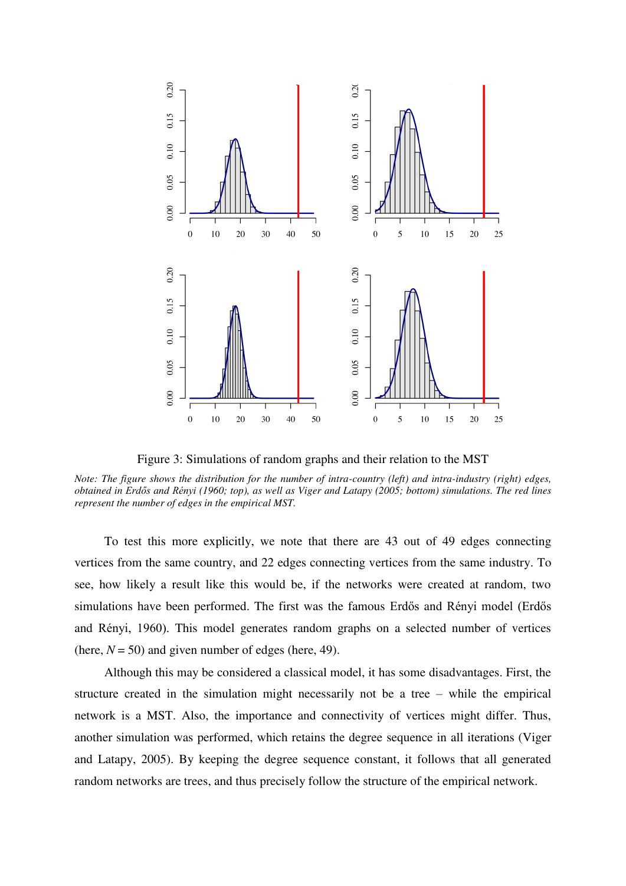Figure 3: Simulations of random graphs and their relation to the MST

*Note: The figure shows the distribution for the number of intra-country (left) and intra-industry (right) edges, obtained in Erdős and Rényi (1960; top), as well as Viger and Latapy (2005; bottom) simulations. The red lines represent the number of edges in the empirical MST.*

To test this more explicitly, we note that there are 43 out of 49 edges connecting vertices from the same country, and 22 edges connecting vertices from the same industry. To see, how likely a result like this would be, if the networks were created at random, two simulations have been performed. The first was the famous Erdős and Rényi model (Erdős and Rényi, 1960). This model generates random graphs on a selected number of vertices (here, $N = 50$) and given number of edges (here, 49).

Although this may be considered a classical model, it has some disadvantages. First, the structure created in the simulation might necessarily not be a tree – while the empirical network is a MST. Also, the importance and connectivity of vertices might differ. Thus, another simulation was performed, which retains the degree sequence in all iterations (Viger and Latapy, 2005). By keeping the degree sequence constant, it follows that all generated random networks are trees, and thus precisely follow the structure of the empirical network.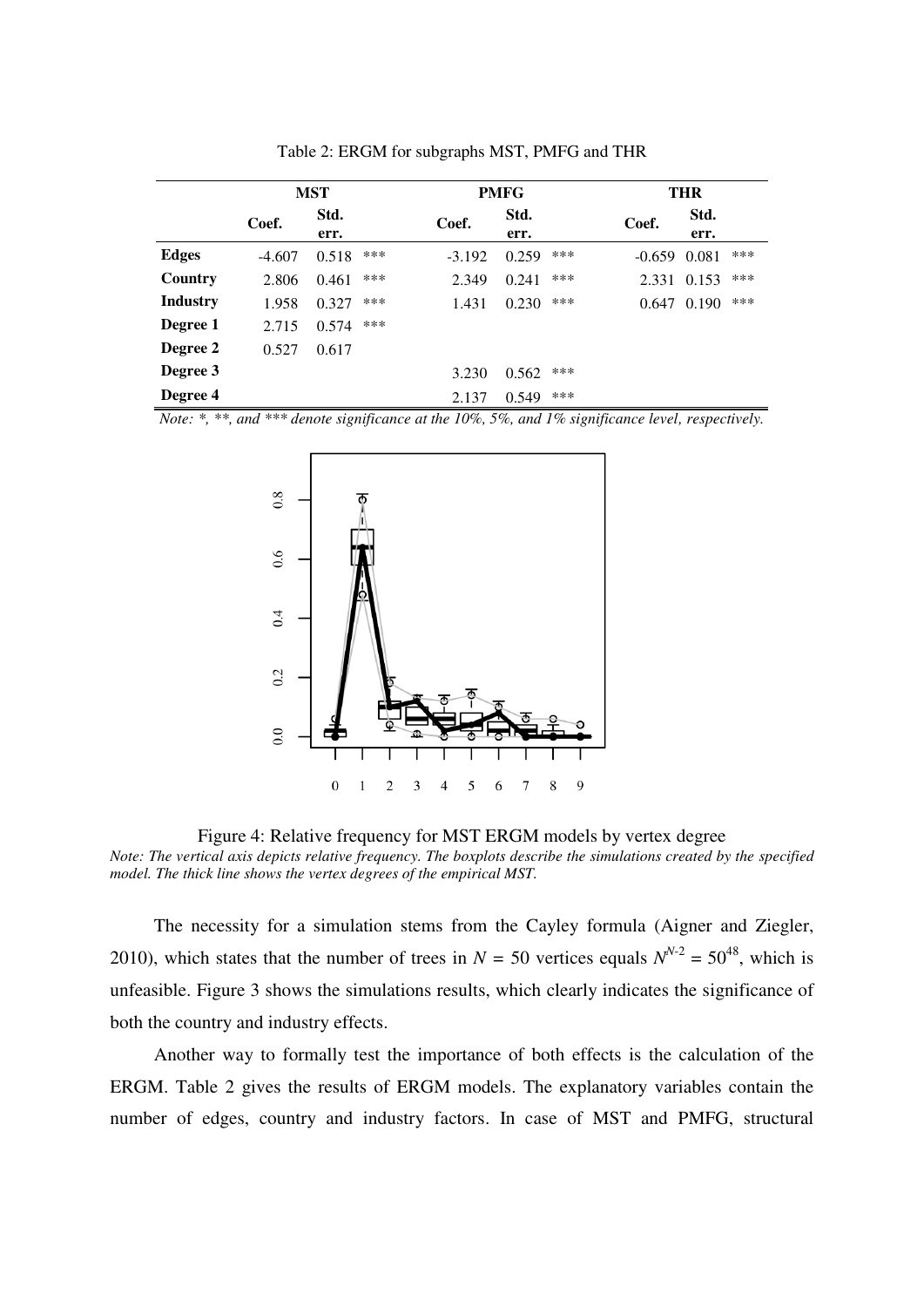Table 2: ERGM for subgraphs MST, PMFG and THR

| | MST | | | PMFG | | | THR | | |
|---|---|---|---|---|---|---|---|---|---|
| | Coef. | Std. err. | | Coef. | Std. err. | | Coef. | Std. err. | |
| **Edges** | -4.607 | 0.518 | *** | -3.192 | 0.259 | *** | -0.659 | 0.081 | *** |
| **Country** | 2.806 | 0.461 | *** | 2.349 | 0.241 | *** | 2.331 | 0.153 | *** |
| **Industry** | 1.958 | 0.327 | *** | 1.431 | 0.230 | *** | 0.647 | 0.190 | *** |
| **Degree 1** | 2.715 | 0.574 | *** | | | | | | |
| **Degree 2** | 0.527 | 0.617 | | | | | | | |
| **Degree 3** | | | | 3.230 | 0.562 | *** | | | |
| **Degree 4** | | | | 2.137 | 0.549 | *** | | | |

*Note: *, **, and *** denote significance at the 10%, 5%, and 1% significance level, respectively.*

Figure 4: Relative frequency for MST ERGM models by vertex degree

*Note: The vertical axis depicts relative frequency. The boxplots describe the simulations created by the specified model. The thick line shows the vertex degrees of the empirical MST.*

The necessity for a simulation stems from the Cayley formula (Aigner and Ziegler, 2010), which states that the number of trees in $N = 50$ vertices equals $N^{N-2} = 50^{48}$, which is unfeasible. Figure 3 shows the simulations results, which clearly indicates the significance of both the country and industry effects.

Another way to formally test the importance of both effects is the calculation of the ERGM. Table 2 gives the results of ERGM models. The explanatory variables contain the number of edges, country and industry factors. In case of MST and PMFG, structural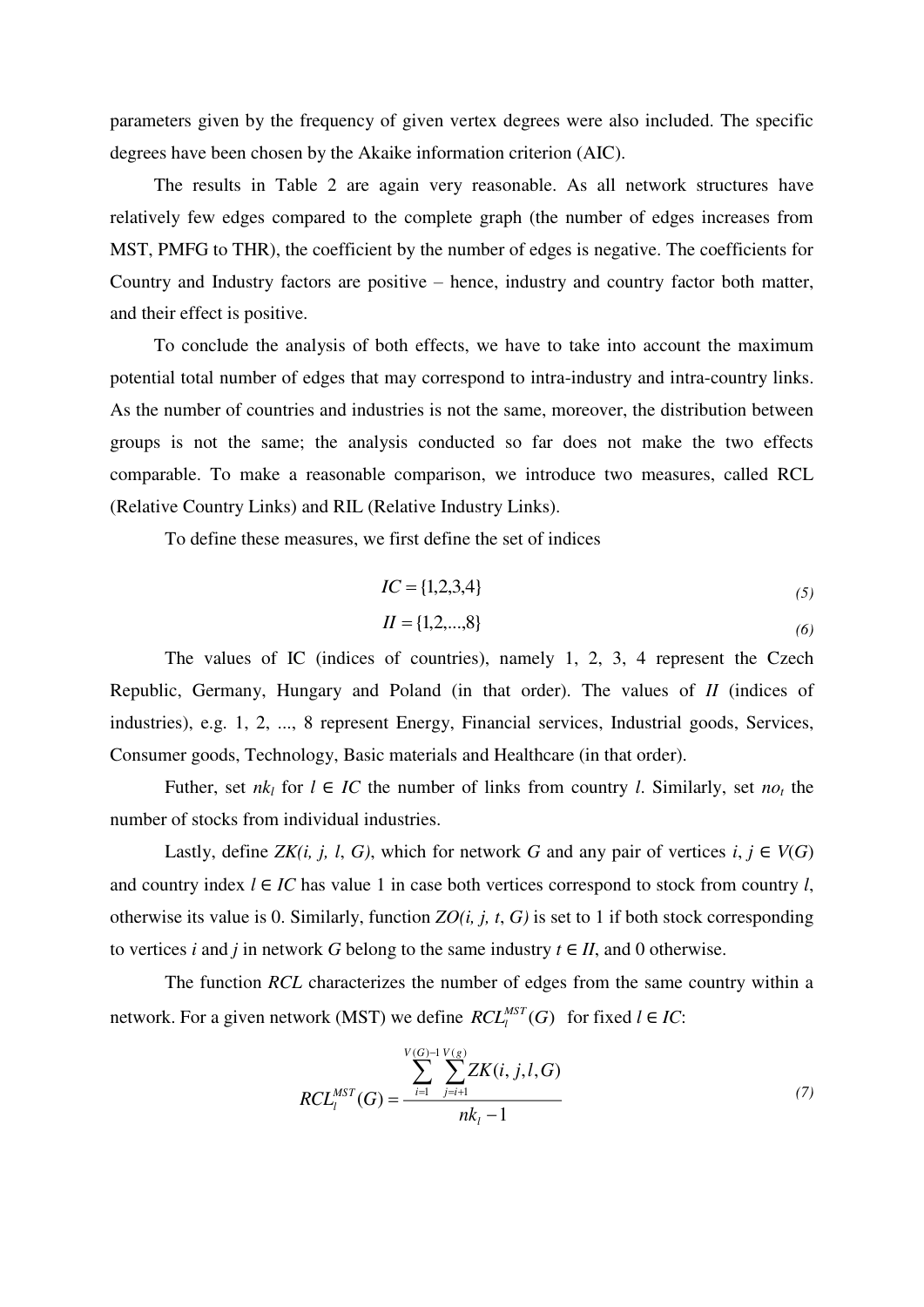parameters given by the frequency of given vertex degrees were also included. The specific degrees have been chosen by the Akaike information criterion (AIC).

The results in Table 2 are again very reasonable. As all network structures have relatively few edges compared to the complete graph (the number of edges increases from MST, PMFG to THR), the coefficient by the number of edges is negative. The coefficients for Country and Industry factors are positive – hence, industry and country factor both matter, and their effect is positive.

To conclude the analysis of both effects, we have to take into account the maximum potential total number of edges that may correspond to intra-industry and intra-country links. As the number of countries and industries is not the same, moreover, the distribution between groups is not the same; the analysis conducted so far does not make the two effects comparable. To make a reasonable comparison, we introduce two measures, called RCL (Relative Country Links) and RIL (Relative Industry Links).

To define these measures, we first define the set of indices

$$IC = \{1,2,3,4\} \tag{5}$$

$$II = \{1,2,...,8\} \tag{6}$$

The values of IC (indices of countries), namely 1, 2, 3, 4 represent the Czech Republic, Germany, Hungary and Poland (in that order). The values of *II* (indices of industries), e.g. 1, 2, ..., 8 represent Energy, Financial services, Industrial goods, Services, Consumer goods, Technology, Basic materials and Healthcare (in that order).

Futher, set $nk_l$ for $l \in IC$ the number of links from country $l$. Similarly, set $no_t$ the number of stocks from individual industries.

Lastly, define $ZK(i, j, l, G)$, which for network $G$ and any pair of vertices $i, j \in V(G)$ and country index $l \in IC$ has value 1 in case both vertices correspond to stock from country $l$, otherwise its value is 0. Similarly, function $ZO(i, j, t, G)$ is set to 1 if both stock corresponding to vertices $i$ and $j$ in network $G$ belong to the same industry $t \in II$, and 0 otherwise.

The function *RCL* characterizes the number of edges from the same country within a network. For a given network (MST) we define $RCL_l^{MST}(G)$ for fixed $l \in IC$:

$$RCL_l^{MST}(G) = \frac{\sum_{i=1}^{V(G)-1} \sum_{j=i+1}^{V(g)} ZK(i, j, l, G)}{nk_l - 1} \tag{7}$$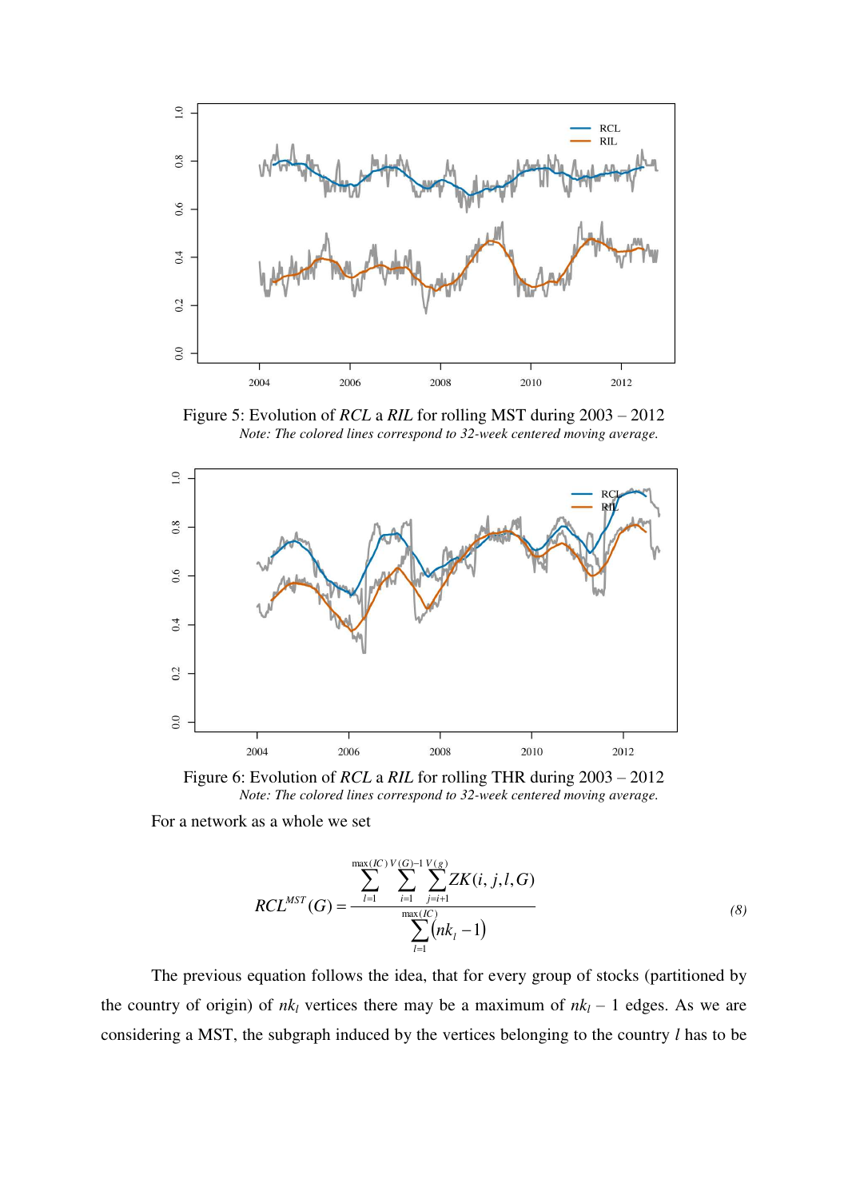Figure 5: Evolution of *RCL* a *RIL* for rolling MST during 2003 – 2012

*Note: The colored lines correspond to 32-week centered moving average.*

Figure 6: Evolution of *RCL* a *RIL* for rolling THR during 2003 – 2012

*Note: The colored lines correspond to 32-week centered moving average.*

For a network as a whole we set

$$RCL^{MST}(G) = \frac{\sum_{l=1}^{\max(IC)} \sum_{i=1}^{V(G)-1} \sum_{j=i+1}^{V(g)} ZK(i,j,l,G)}{\sum_{l=1}^{\max(IC)} (nk_l - 1)} \tag{8}$$

The previous equation follows the idea, that for every group of stocks (partitioned by the country of origin) of $nk_l$ vertices there may be a maximum of $nk_l - 1$ edges. As we are considering a MST, the subgraph induced by the vertices belonging to the country $l$ has to be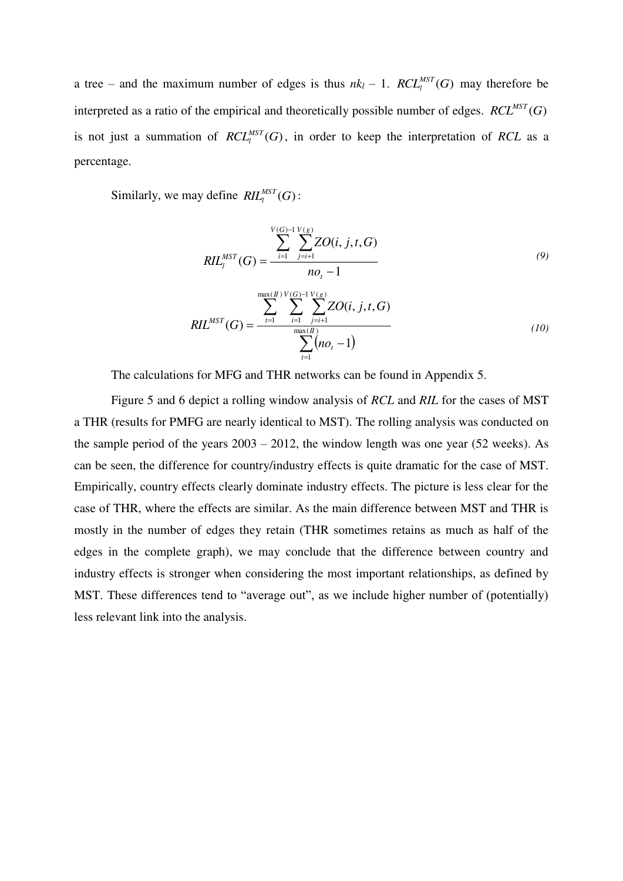a tree – and the maximum number of edges is thus $nk_l$ – 1. $RCL_l^{MST}(G)$ may therefore be interpreted as a ratio of the empirical and theoretically possible number of edges. $RCL^{MST}(G)$ is not just a summation of $RCL_l^{MST}(G)$, in order to keep the interpretation of *RCL* as a percentage.

Similarly, we may define $RIL_l^{MST}(G)$:

$$RIL_l^{MST}(G) = \frac{\sum_{i=1}^{V(G)-1} \sum_{j=i+1}^{V(g)} ZO(i,j,t,G)}{no_t - 1} \tag{9}$$

$$RIL^{MST}(G) = \frac{\sum_{t=1}^{\max(II)} \sum_{i=1}^{V(G)-1} \sum_{j=i+1}^{V(g)} ZO(i,j,t,G)}{\sum_{t=1}^{\max(II)} (no_t - 1)} \tag{10}$$

The calculations for MFG and THR networks can be found in Appendix 5.

Figure 5 and 6 depict a rolling window analysis of *RCL* and *RIL* for the cases of MST a THR (results for PMFG are nearly identical to MST). The rolling analysis was conducted on the sample period of the years 2003 – 2012, the window length was one year (52 weeks). As can be seen, the difference for country/industry effects is quite dramatic for the case of MST. Empirically, country effects clearly dominate industry effects. The picture is less clear for the case of THR, where the effects are similar. As the main difference between MST and THR is mostly in the number of edges they retain (THR sometimes retains as much as half of the edges in the complete graph), we may conclude that the difference between country and industry effects is stronger when considering the most important relationships, as defined by MST. These differences tend to "average out", as we include higher number of (potentially) less relevant link into the analysis.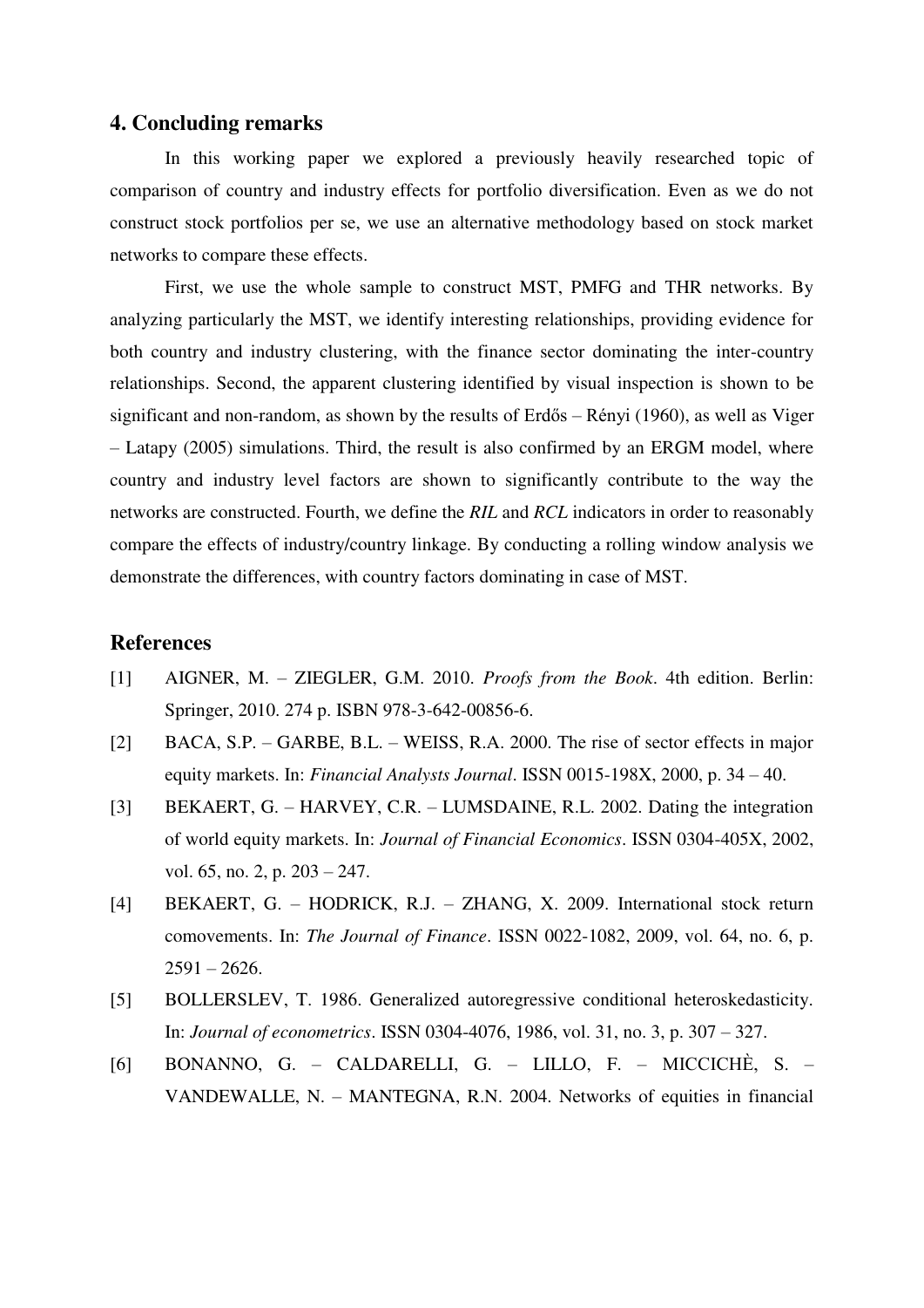## 4. Concluding remarks

In this working paper we explored a previously heavily researched topic of comparison of country and industry effects for portfolio diversification. Even as we do not construct stock portfolios per se, we use an alternative methodology based on stock market networks to compare these effects.

First, we use the whole sample to construct MST, PMFG and THR networks. By analyzing particularly the MST, we identify interesting relationships, providing evidence for both country and industry clustering, with the finance sector dominating the inter-country relationships. Second, the apparent clustering identified by visual inspection is shown to be significant and non-random, as shown by the results of Erdős – Rényi (1960), as well as Viger – Latapy (2005) simulations. Third, the result is also confirmed by an ERGM model, where country and industry level factors are shown to significantly contribute to the way the networks are constructed. Fourth, we define the *RIL* and *RCL* indicators in order to reasonably compare the effects of industry/country linkage. By conducting a rolling window analysis we demonstrate the differences, with country factors dominating in case of MST.

## References

[1] AIGNER, M. – ZIEGLER, G.M. 2010. *Proofs from the Book*. 4th edition. Berlin: Springer, 2010. 274 p. ISBN 978-3-642-00856-6.

[2] BACA, S.P. – GARBE, B.L. – WEISS, R.A. 2000. The rise of sector effects in major equity markets. In: *Financial Analysts Journal*. ISSN 0015-198X, 2000, p. 34 – 40.

[3] BEKAERT, G. – HARVEY, C.R. – LUMSDAINE, R.L. 2002. Dating the integration of world equity markets. In: *Journal of Financial Economics*. ISSN 0304-405X, 2002, vol. 65, no. 2, p. 203 – 247.

[4] BEKAERT, G. – HODRICK, R.J. – ZHANG, X. 2009. International stock return comovements. In: *The Journal of Finance*. ISSN 0022-1082, 2009, vol. 64, no. 6, p. 2591 – 2626.

[5] BOLLERSLEV, T. 1986. Generalized autoregressive conditional heteroskedasticity. In: *Journal of econometrics*. ISSN 0304-4076, 1986, vol. 31, no. 3, p. 307 – 327.

[6] BONANNO, G. – CALDARELLI, G. – LILLO, F. – MICCICHÈ, S. – VANDEWALLE, N. – MANTEGNA, R.N. 2004. Networks of equities in financial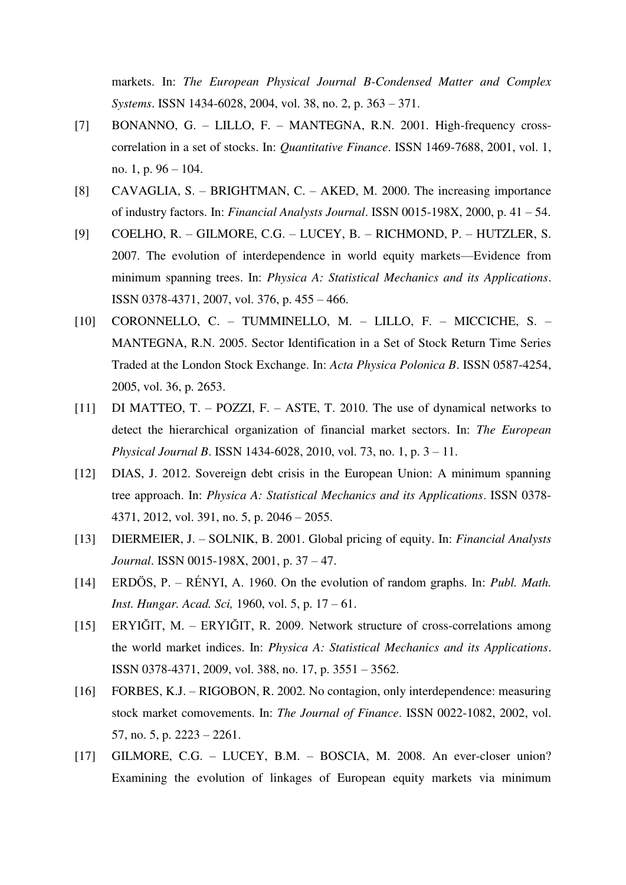markets. In: *The European Physical Journal B-Condensed Matter and Complex Systems*. ISSN 1434-6028, 2004, vol. 38, no. 2, p. 363 – 371.

[7] BONANNO, G. – LILLO, F. – MANTEGNA, R.N. 2001. High-frequency cross-correlation in a set of stocks. In: *Quantitative Finance*. ISSN 1469-7688, 2001, vol. 1, no. 1, p. 96 – 104.

[8] CAVAGLIA, S. – BRIGHTMAN, C. – AKED, M. 2000. The increasing importance of industry factors. In: *Financial Analysts Journal*. ISSN 0015-198X, 2000, p. 41 – 54.

[9] COELHO, R. – GILMORE, C.G. – LUCEY, B. – RICHMOND, P. – HUTZLER, S. 2007. The evolution of interdependence in world equity markets—Evidence from minimum spanning trees. In: *Physica A: Statistical Mechanics and its Applications*. ISSN 0378-4371, 2007, vol. 376, p. 455 – 466.

[10] CORONNELLO, C. – TUMMINELLO, M. – LILLO, F. – MICCICHE, S. – MANTEGNA, R.N. 2005. Sector Identification in a Set of Stock Return Time Series Traded at the London Stock Exchange. In: *Acta Physica Polonica B*. ISSN 0587-4254, 2005, vol. 36, p. 2653.

[11] DI MATTEO, T. – POZZI, F. – ASTE, T. 2010. The use of dynamical networks to detect the hierarchical organization of financial market sectors. In: *The European Physical Journal B*. ISSN 1434-6028, 2010, vol. 73, no. 1, p. 3 – 11.

[12] DIAS, J. 2012. Sovereign debt crisis in the European Union: A minimum spanning tree approach. In: *Physica A: Statistical Mechanics and its Applications*. ISSN 0378-4371, 2012, vol. 391, no. 5, p. 2046 – 2055.

[13] DIERMEIER, J. – SOLNIK, B. 2001. Global pricing of equity. In: *Financial Analysts Journal*. ISSN 0015-198X, 2001, p. 37 – 47.

[14] ERDÖS, P. – RÉNYI, A. 1960. On the evolution of random graphs. In: *Publ. Math. Inst. Hungar. Acad. Sci,* 1960, vol. 5, p. 17 – 61.

[15] ERYIĞIT, M. – ERYIĞIT, R. 2009. Network structure of cross-correlations among the world market indices. In: *Physica A: Statistical Mechanics and its Applications*. ISSN 0378-4371, 2009, vol. 388, no. 17, p. 3551 – 3562.

[16] FORBES, K.J. – RIGOBON, R. 2002. No contagion, only interdependence: measuring stock market comovements. In: *The Journal of Finance*. ISSN 0022-1082, 2002, vol. 57, no. 5, p. 2223 – 2261.

[17] GILMORE, C.G. – LUCEY, B.M. – BOSCIA, M. 2008. An ever-closer union? Examining the evolution of linkages of European equity markets via minimum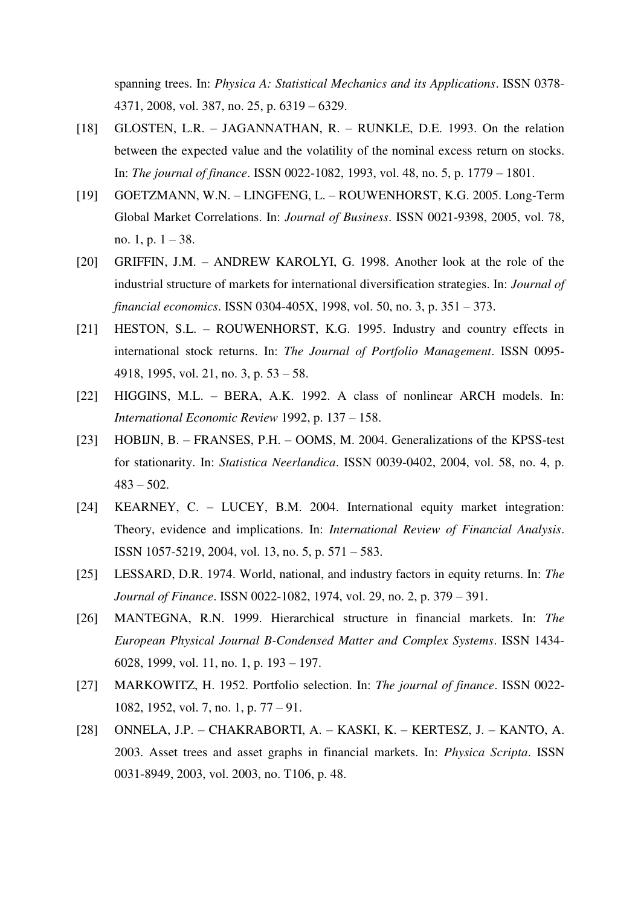spanning trees. In: *Physica A: Statistical Mechanics and its Applications*. ISSN 0378-4371, 2008, vol. 387, no. 25, p. 6319 – 6329.

[18] GLOSTEN, L.R. – JAGANNATHAN, R. – RUNKLE, D.E. 1993. On the relation between the expected value and the volatility of the nominal excess return on stocks. In: *The journal of finance*. ISSN 0022-1082, 1993, vol. 48, no. 5, p. 1779 – 1801.

[19] GOETZMANN, W.N. – LINGFENG, L. – ROUWENHORST, K.G. 2005. Long-Term Global Market Correlations. In: *Journal of Business*. ISSN 0021-9398, 2005, vol. 78, no. 1, p. 1 – 38.

[20] GRIFFIN, J.M. – ANDREW KAROLYI, G. 1998. Another look at the role of the industrial structure of markets for international diversification strategies. In: *Journal of financial economics*. ISSN 0304-405X, 1998, vol. 50, no. 3, p. 351 – 373.

[21] HESTON, S.L. – ROUWENHORST, K.G. 1995. Industry and country effects in international stock returns. In: *The Journal of Portfolio Management*. ISSN 0095-4918, 1995, vol. 21, no. 3, p. 53 – 58.

[22] HIGGINS, M.L. – BERA, A.K. 1992. A class of nonlinear ARCH models. In: *International Economic Review* 1992, p. 137 – 158.

[23] HOBIJN, B. – FRANSES, P.H. – OOMS, M. 2004. Generalizations of the KPSS-test for stationarity. In: *Statistica Neerlandica*. ISSN 0039-0402, 2004, vol. 58, no. 4, p. 483 – 502.

[24] KEARNEY, C. – LUCEY, B.M. 2004. International equity market integration: Theory, evidence and implications. In: *International Review of Financial Analysis*. ISSN 1057-5219, 2004, vol. 13, no. 5, p. 571 – 583.

[25] LESSARD, D.R. 1974. World, national, and industry factors in equity returns. In: *The Journal of Finance*. ISSN 0022-1082, 1974, vol. 29, no. 2, p. 379 – 391.

[26] MANTEGNA, R.N. 1999. Hierarchical structure in financial markets. In: *The European Physical Journal B-Condensed Matter and Complex Systems*. ISSN 1434-6028, 1999, vol. 11, no. 1, p. 193 – 197.

[27] MARKOWITZ, H. 1952. Portfolio selection. In: *The journal of finance*. ISSN 0022-1082, 1952, vol. 7, no. 1, p. 77 – 91.

[28] ONNELA, J.P. – CHAKRABORTI, A. – KASKI, K. – KERTESZ, J. – KANTO, A. 2003. Asset trees and asset graphs in financial markets. In: *Physica Scripta*. ISSN 0031-8949, 2003, vol. 2003, no. T106, p. 48.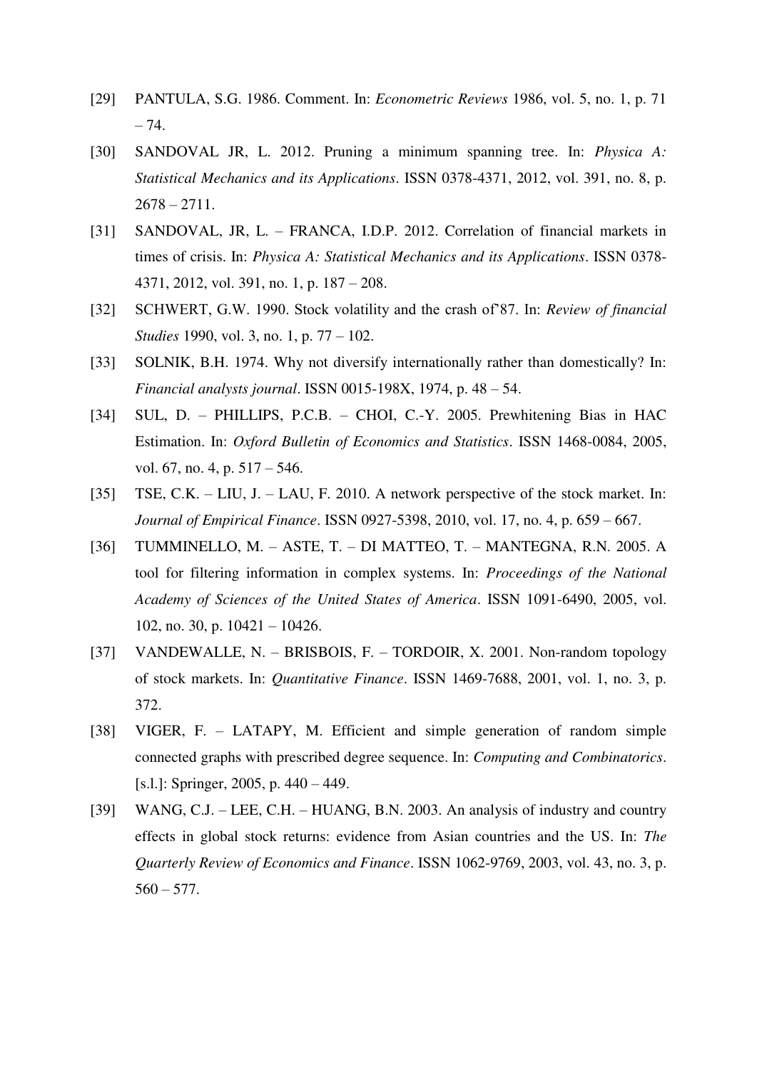[29] PANTULA, S.G. 1986. Comment. In: *Econometric Reviews* 1986, vol. 5, no. 1, p. 71 – 74.

[30] SANDOVAL JR, L. 2012. Pruning a minimum spanning tree. In: *Physica A: Statistical Mechanics and its Applications*. ISSN 0378-4371, 2012, vol. 391, no. 8, p. 2678 – 2711.

[31] SANDOVAL, JR, L. – FRANCA, I.D.P. 2012. Correlation of financial markets in times of crisis. In: *Physica A: Statistical Mechanics and its Applications*. ISSN 0378-4371, 2012, vol. 391, no. 1, p. 187 – 208.

[32] SCHWERT, G.W. 1990. Stock volatility and the crash of'87. In: *Review of financial Studies* 1990, vol. 3, no. 1, p. 77 – 102.

[33] SOLNIK, B.H. 1974. Why not diversify internationally rather than domestically? In: *Financial analysts journal*. ISSN 0015-198X, 1974, p. 48 – 54.

[34] SUL, D. – PHILLIPS, P.C.B. – CHOI, C.-Y. 2005. Prewhitening Bias in HAC Estimation. In: *Oxford Bulletin of Economics and Statistics*. ISSN 1468-0084, 2005, vol. 67, no. 4, p. 517 – 546.

[35] TSE, C.K. – LIU, J. – LAU, F. 2010. A network perspective of the stock market. In: *Journal of Empirical Finance*. ISSN 0927-5398, 2010, vol. 17, no. 4, p. 659 – 667.

[36] TUMMINELLO, M. – ASTE, T. – DI MATTEO, T. – MANTEGNA, R.N. 2005. A tool for filtering information in complex systems. In: *Proceedings of the National Academy of Sciences of the United States of America*. ISSN 1091-6490, 2005, vol. 102, no. 30, p. 10421 – 10426.

[37] VANDEWALLE, N. – BRISBOIS, F. – TORDOIR, X. 2001. Non-random topology of stock markets. In: *Quantitative Finance*. ISSN 1469-7688, 2001, vol. 1, no. 3, p. 372.

[38] VIGER, F. – LATAPY, M. Efficient and simple generation of random simple connected graphs with prescribed degree sequence. In: *Computing and Combinatorics*. [s.l.]: Springer, 2005, p. 440 – 449.

[39] WANG, C.J. – LEE, C.H. – HUANG, B.N. 2003. An analysis of industry and country effects in global stock returns: evidence from Asian countries and the US. In: *The Quarterly Review of Economics and Finance*. ISSN 1062-9769, 2003, vol. 43, no. 3, p. 560 – 577.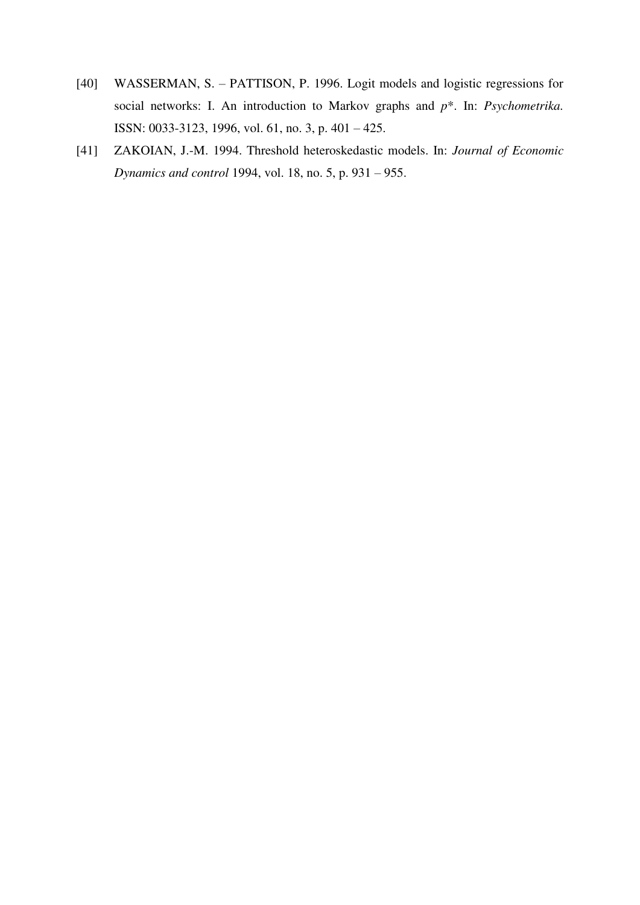[40] WASSERMAN, S. – PATTISON, P. 1996. Logit models and logistic regressions for social networks: I. An introduction to Markov graphs and *p*\*. In: *Psychometrika.* ISSN: 0033-3123, 1996, vol. 61, no. 3, p. 401 – 425.

[41] ZAKOIAN, J.-M. 1994. Threshold heteroskedastic models. In: *Journal of Economic Dynamics and control* 1994, vol. 18, no. 5, p. 931 – 955.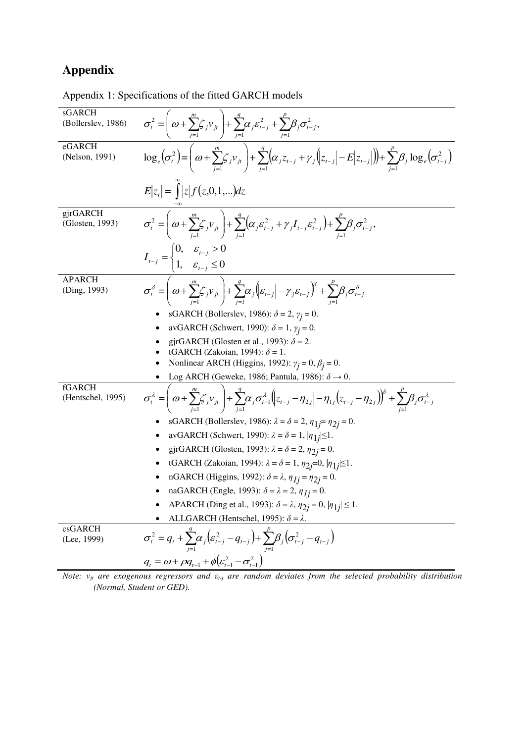# Appendix

Appendix 1: Specifications of the fitted GARCH models

| Model | Specification |
|---|---|
| sGARCH (Bollerslev, 1986) | $\sigma_t^2 = \left(\omega + \sum_{j=1}^{m} \zeta_j v_{jt}\right) + \sum_{j=1}^{q} \alpha_j \varepsilon_{t-j}^2 + \sum_{j=1}^{p} \beta_j \sigma_{t-j}^2,$ |
| eGARCH (Nelson, 1991) | $\log_e\left(\sigma_t^2\right) = \left(\omega + \sum_{j=1}^{m} \zeta_j v_{jt}\right) + \sum_{j=1}^{q} \left(\alpha_j z_{t-j} + \gamma_j \left(\left\lvert z_{t-j}\right\rvert - E\left\lvert z_{t-j}\right\rvert\right)\right) + \sum_{j=1}^{p} \beta_j \log_e\left(\sigma_{t-j}^2\right)$ <br> $E\lvert z_t\rvert = \int_{-\infty}^{\infty} \lvert z\rvert f(z,0,1,...)dz$ |
| gjrGARCH (Glosten, 1993) | $\sigma_t^2 = \left(\omega + \sum_{j=1}^{m} \zeta_j v_{jt}\right) + \sum_{j=1}^{q} \left(\alpha_j \varepsilon_{t-j}^2 + \gamma_j I_{t-j} \varepsilon_{t-j}^2\right) + \sum_{j=1}^{p} \beta_j \sigma_{t-j}^2,$ <br> $I_{t-j} = \begin{cases} 0, & \varepsilon_{t-j} > 0 \\ 1, & \varepsilon_{t-j} \le 0 \end{cases}$ |
| APARCH (Ding, 1993) | $\sigma_t^\delta = \left(\omega + \sum_{j=1}^{m} \zeta_j v_{jt}\right) + \sum_{j=1}^{q} \alpha_j \left(\left\lvert \varepsilon_{t-j}\right\rvert - \gamma_j \varepsilon_{t-j}\right)^\delta + \sum_{j=1}^{p} \beta_j \sigma_{t-j}^\delta$ <br> • sGARCH (Bollerslev, 1986): $\delta = 2$, $\gamma_j = 0$. <br> • avGARCH (Schwert, 1990): $\delta = 1$, $\gamma_j = 0$. <br> • gjrGARCH (Glosten et al., 1993): $\delta = 2$. <br> • tGARCH (Zakoian, 1994): $\delta = 1$. <br> • Nonlinear ARCH (Higgins, 1992): $\gamma_j = 0$, $\beta_j = 0$. <br> • Log ARCH (Geweke, 1986; Pantula, 1986): $\delta \to 0$. |
| fGARCH (Hentschel, 1995) | $\sigma_t^\lambda = \left(\omega + \sum_{j=1}^{m} \zeta_j v_{jt}\right) + \sum_{j=1}^{q} \alpha_j \sigma_{t-1}^\lambda \left(\left\lvert z_{t-j} - \eta_{2j}\right\rvert - \eta_{1j}\left(z_{t-j} - \eta_{2j}\right)\right)^\delta + \sum_{j=1}^{p} \beta_j \sigma_{t-j}^\lambda$ <br> • sGARCH (Bollerslev, 1986): $\lambda = \delta = 2$, $\eta_{1j} = \eta_{2j} = 0$. <br> • avGARCH (Schwert, 1990): $\lambda = \delta = 1$, $\lvert\eta_{1j}\rvert \le 1$. <br> • gjrGARCH (Glosten, 1993): $\lambda = \delta = 2$, $\eta_{2j} = 0$. <br> • tGARCH (Zakoian, 1994): $\lambda = \delta = 1$, $\eta_{2j} = 0$, $\lvert\eta_{1j}\rvert \le 1$. <br> • nGARCH (Higgins, 1992): $\delta = \lambda$, $\eta_{1j} = \eta_{2j} = 0$. <br> • naGARCH (Engle, 1993): $\delta = \lambda = 2$, $\eta_{1j} = 0$. <br> • APARCH (Ding et al., 1993): $\delta = \lambda$, $\eta_{2j} = 0$, $\lvert\eta_{1j}\rvert \le 1$. <br> • ALLGARCH (Hentschel, 1995): $\delta = \lambda$. |
| csGARCH (Lee, 1999) | $\sigma_t^2 = q_t + \sum_{j=1}^{q} \alpha_j \left(\varepsilon_{t-j}^2 - q_{t-j}\right) + \sum_{j=1}^{p} \beta_j \left(\sigma_{t-j}^2 - q_{t-j}\right)$ <br> $q_t = \omega + \rho q_{t-1} + \phi\left(\varepsilon_{t-1}^2 - \sigma_{t-1}^2\right)$ |

*Note: $v_{jt}$ are exogenous regressors and $\varepsilon_{t-j}$ are random deviates from the selected probability distribution (Normal, Student or GED).*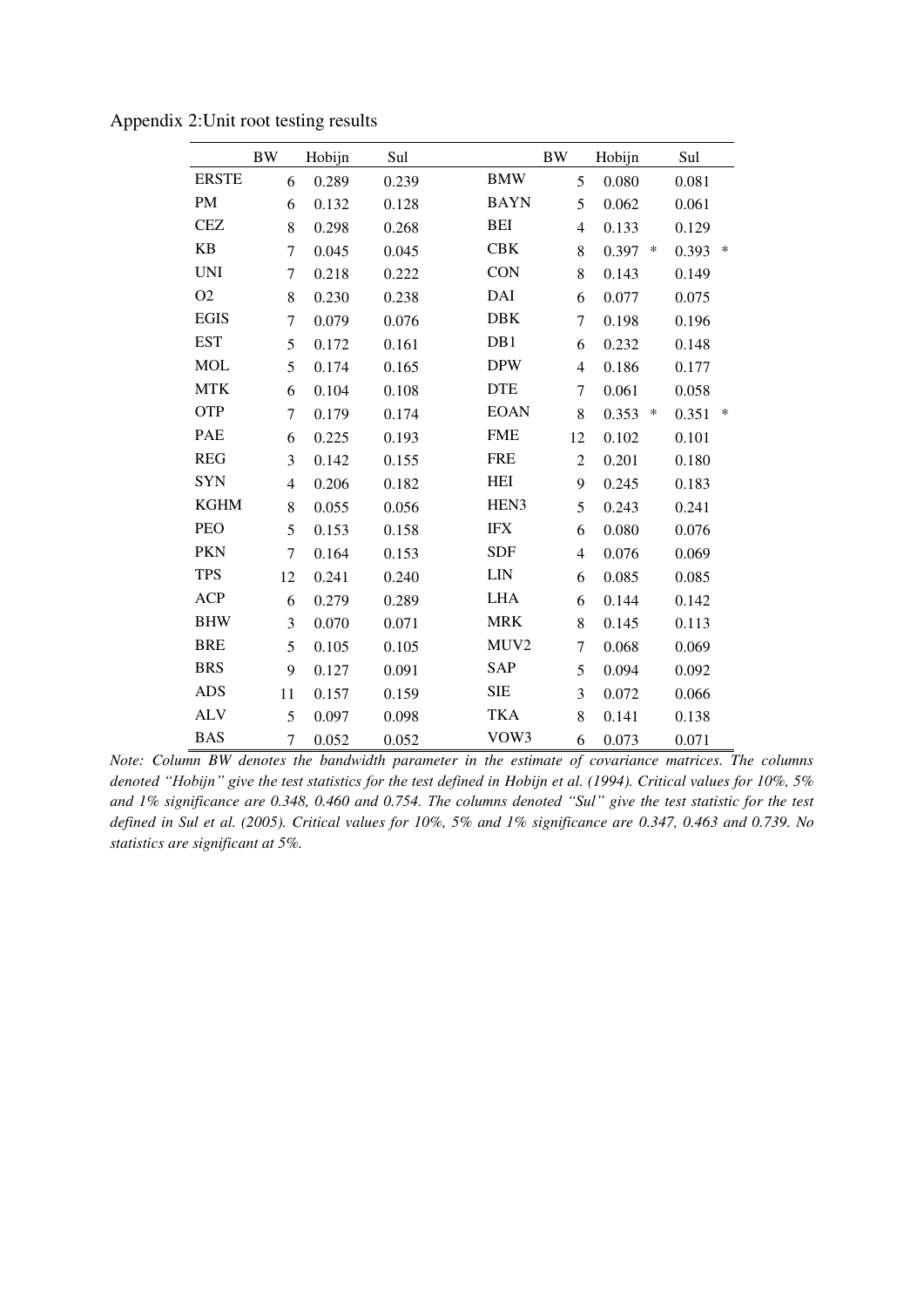Appendix 2:Unit root testing results

| | BW | Hobijn | Sul | | BW | Hobijn | Sul |
|---|---|---|---|---|---|---|---|
| ERSTE | 6 | 0.289 | 0.239 | BMW | 5 | 0.080 | 0.081 |
| PM | 6 | 0.132 | 0.128 | BAYN | 5 | 0.062 | 0.061 |
| CEZ | 8 | 0.298 | 0.268 | BEI | 4 | 0.133 | 0.129 |
| KB | 7 | 0.045 | 0.045 | CBK | 8 | 0.397 * | 0.393 * |
| UNI | 7 | 0.218 | 0.222 | CON | 8 | 0.143 | 0.149 |
| O2 | 8 | 0.230 | 0.238 | DAI | 6 | 0.077 | 0.075 |
| EGIS | 7 | 0.079 | 0.076 | DBK | 7 | 0.198 | 0.196 |
| EST | 5 | 0.172 | 0.161 | DB1 | 6 | 0.232 | 0.148 |
| MOL | 5 | 0.174 | 0.165 | DPW | 4 | 0.186 | 0.177 |
| MTK | 6 | 0.104 | 0.108 | DTE | 7 | 0.061 | 0.058 |
| OTP | 7 | 0.179 | 0.174 | EOAN | 8 | 0.353 * | 0.351 * |
| PAE | 6 | 0.225 | 0.193 | FME | 12 | 0.102 | 0.101 |
| REG | 3 | 0.142 | 0.155 | FRE | 2 | 0.201 | 0.180 |
| SYN | 4 | 0.206 | 0.182 | HEI | 9 | 0.245 | 0.183 |
| KGHM | 8 | 0.055 | 0.056 | HEN3 | 5 | 0.243 | 0.241 |
| PEO | 5 | 0.153 | 0.158 | IFX | 6 | 0.080 | 0.076 |
| PKN | 7 | 0.164 | 0.153 | SDF | 4 | 0.076 | 0.069 |
| TPS | 12 | 0.241 | 0.240 | LIN | 6 | 0.085 | 0.085 |
| ACP | 6 | 0.279 | 0.289 | LHA | 6 | 0.144 | 0.142 |
| BHW | 3 | 0.070 | 0.071 | MRK | 8 | 0.145 | 0.113 |
| BRE | 5 | 0.105 | 0.105 | MUV2 | 7 | 0.068 | 0.069 |
| BRS | 9 | 0.127 | 0.091 | SAP | 5 | 0.094 | 0.092 |
| ADS | 11 | 0.157 | 0.159 | SIE | 3 | 0.072 | 0.066 |
| ALV | 5 | 0.097 | 0.098 | TKA | 8 | 0.141 | 0.138 |
| BAS | 7 | 0.052 | 0.052 | VOW3 | 6 | 0.073 | 0.071 |

*Note: Column BW denotes the bandwidth parameter in the estimate of covariance matrices. The columns denoted "Hobijn" give the test statistics for the test defined in Hobijn et al. (1994). Critical values for 10%, 5% and 1% significance are 0.348, 0.460 and 0.754. The columns denoted "Sul" give the test statistic for the test defined in Sul et al. (2005). Critical values for 10%, 5% and 1% significance are 0.347, 0.463 and 0.739. No statistics are significant at 5%.*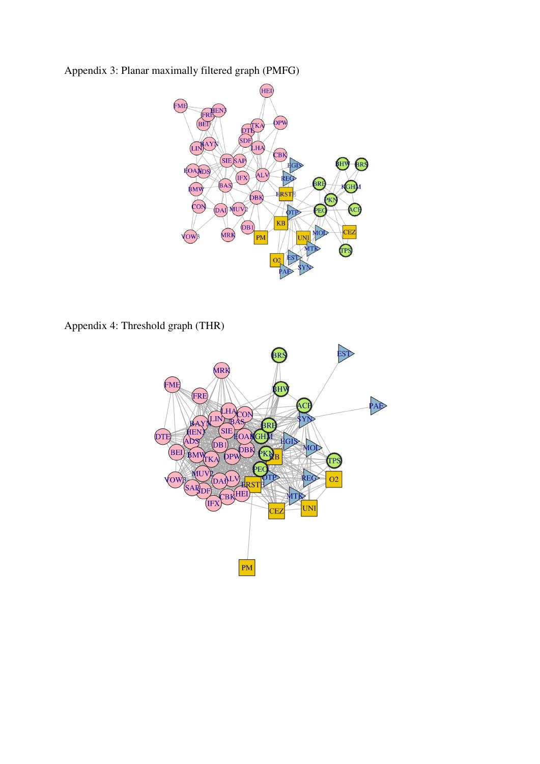Appendix 3: Planar maximally filtered graph (PMFG)

Appendix 4: Threshold graph (THR)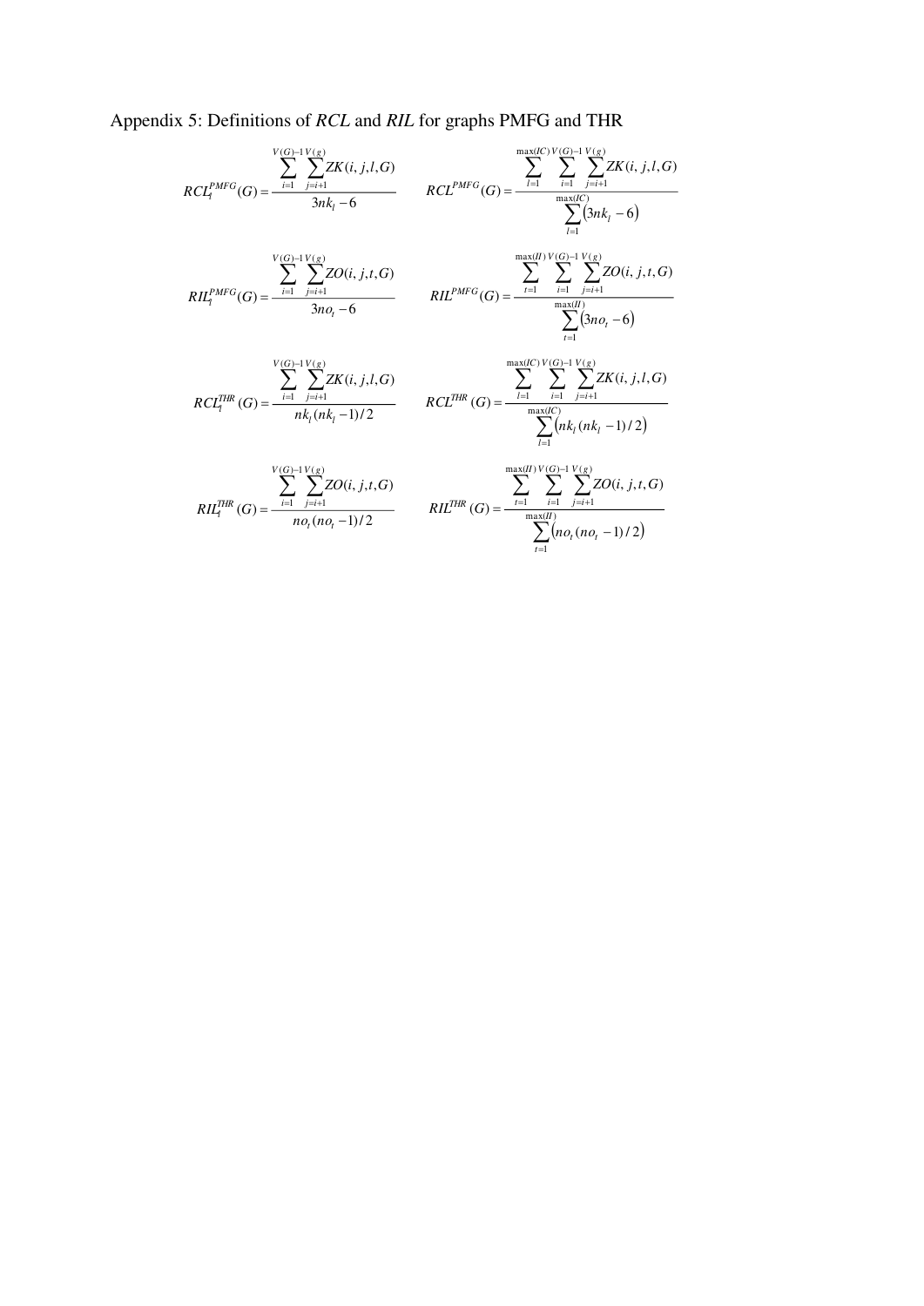Appendix 5: Definitions of *RCL* and *RIL* for graphs PMFG and THR

$$RCL_l^{PMFG}(G) = \frac{\sum_{i=1}^{V(G)-1} \sum_{j=i+1}^{V(g)} ZK(i,j,l,G)}{3nk_l - 6} \qquad RCL^{PMFG}(G) = \frac{\sum_{l=1}^{\max(IC)} \sum_{i=1}^{V(G)-1} \sum_{j=i+1}^{V(g)} ZK(i,j,l,G)}{\sum_{l=1}^{\max(IC)} \left(3nk_l - 6\right)}$$

$$RIL_t^{PMFG}(G) = \frac{\sum_{i=1}^{V(G)-1} \sum_{j=i+1}^{V(g)} ZO(i,j,t,G)}{3no_t - 6} \qquad RIL^{PMFG}(G) = \frac{\sum_{t=1}^{\max(II)} \sum_{i=1}^{V(G)-1} \sum_{j=i+1}^{V(g)} ZO(i,j,t,G)}{\sum_{t=1}^{\max(II)} \left(3no_t - 6\right)}$$

$$RCL_l^{THR}(G) = \frac{\sum_{i=1}^{V(G)-1} \sum_{j=i+1}^{V(g)} ZK(i,j,l,G)}{nk_l(nk_l - 1)/2} \qquad RCL^{THR}(G) = \frac{\sum_{l=1}^{\max(IC)} \sum_{i=1}^{V(G)-1} \sum_{j=i+1}^{V(g)} ZK(i,j,l,G)}{\sum_{l=1}^{\max(IC)} \left(nk_l(nk_l - 1)/2\right)}$$

$$RIL_t^{THR}(G) = \frac{\sum_{i=1}^{V(G)-1} \sum_{j=i+1}^{V(g)} ZO(i,j,t,G)}{no_t(no_t - 1)/2} \qquad RIL^{THR}(G) = \frac{\sum_{t=1}^{\max(II)} \sum_{i=1}^{V(G)-1} \sum_{j=i+1}^{V(g)} ZO(i,j,t,G)}{\sum_{t=1}^{\max(II)} \left(no_t(no_t - 1)/2\right)}$$